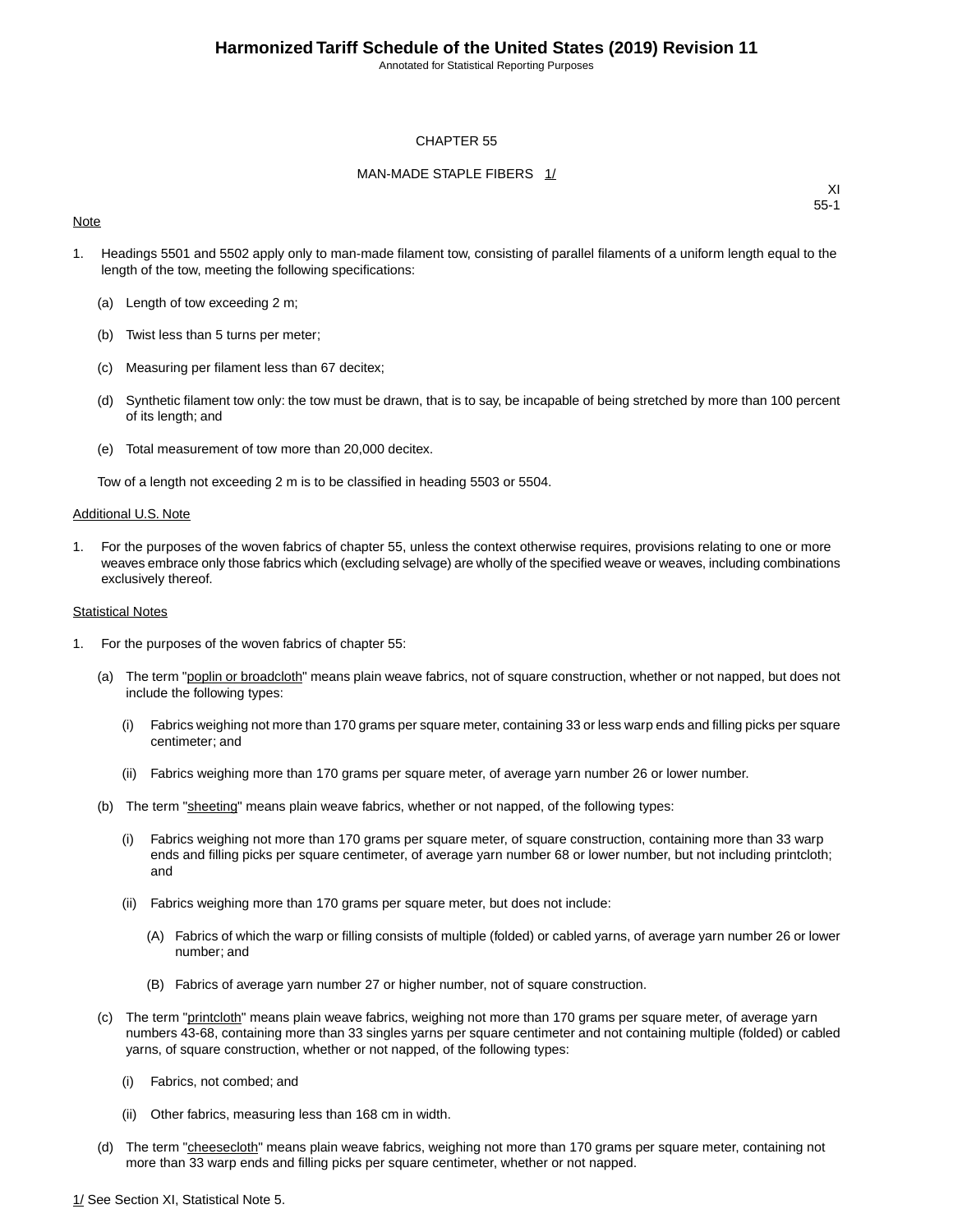# CHAPTER 55

## MAN-MADE STAPLE FIBERS 1/

XI
55-1

Note

1. Headings 5501 and 5502 apply only to man-made filament tow, consisting of parallel filaments of a uniform length equal to the length of the tow, meeting the following specifications:

   (a) Length of tow exceeding 2 m;

   (b) Twist less than 5 turns per meter;

   (c) Measuring per filament less than 67 decitex;

   (d) Synthetic filament tow only: the tow must be drawn, that is to say, be incapable of being stretched by more than 100 percent of its length; and

   (e) Total measurement of tow more than 20,000 decitex.

   Tow of a length not exceeding 2 m is to be classified in heading 5503 or 5504.

Additional U.S. Note

1. For the purposes of the woven fabrics of chapter 55, unless the context otherwise requires, provisions relating to one or more weaves embrace only those fabrics which (excluding selvage) are wholly of the specified weave or weaves, including combinations exclusively thereof.

Statistical Notes

1. For the purposes of the woven fabrics of chapter 55:

   (a) The term "poplin or broadcloth" means plain weave fabrics, not of square construction, whether or not napped, but does not include the following types:

      (i) Fabrics weighing not more than 170 grams per square meter, containing 33 or less warp ends and filling picks per square centimeter; and

      (ii) Fabrics weighing more than 170 grams per square meter, of average yarn number 26 or lower number.

   (b) The term "sheeting" means plain weave fabrics, whether or not napped, of the following types:

      (i) Fabrics weighing not more than 170 grams per square meter, of square construction, containing more than 33 warp ends and filling picks per square centimeter, of average yarn number 68 or lower number, but not including printcloth; and

      (ii) Fabrics weighing more than 170 grams per square meter, but does not include:

         (A) Fabrics of which the warp or filling consists of multiple (folded) or cabled yarns, of average yarn number 26 or lower number; and

         (B) Fabrics of average yarn number 27 or higher number, not of square construction.

   (c) The term "printcloth" means plain weave fabrics, weighing not more than 170 grams per square meter, of average yarn numbers 43-68, containing more than 33 singles yarns per square centimeter and not containing multiple (folded) or cabled yarns, of square construction, whether or not napped, of the following types:

      (i) Fabrics, not combed; and

      (ii) Other fabrics, measuring less than 168 cm in width.

   (d) The term "cheesecloth" means plain weave fabrics, weighing not more than 170 grams per square meter, containing not more than 33 warp ends and filling picks per square centimeter, whether or not napped.

1/ See Section XI, Statistical Note 5.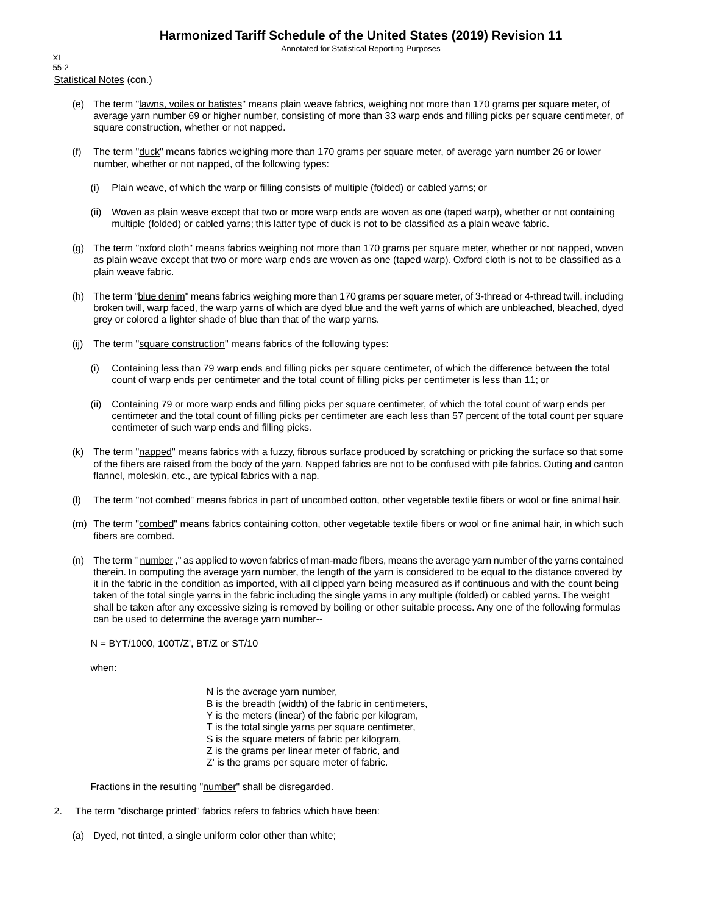Statistical Notes (con.)

(e) The term "lawns, voiles or batistes" means plain weave fabrics, weighing not more than 170 grams per square meter, of average yarn number 69 or higher number, consisting of more than 33 warp ends and filling picks per square centimeter, of square construction, whether or not napped.

(f) The term "duck" means fabrics weighing more than 170 grams per square meter, of average yarn number 26 or lower number, whether or not napped, of the following types:

   (i) Plain weave, of which the warp or filling consists of multiple (folded) or cabled yarns; or

   (ii) Woven as plain weave except that two or more warp ends are woven as one (taped warp), whether or not containing multiple (folded) or cabled yarns; this latter type of duck is not to be classified as a plain weave fabric.

(g) The term "oxford cloth" means fabrics weighing not more than 170 grams per square meter, whether or not napped, woven as plain weave except that two or more warp ends are woven as one (taped warp). Oxford cloth is not to be classified as a plain weave fabric.

(h) The term "blue denim" means fabrics weighing more than 170 grams per square meter, of 3-thread or 4-thread twill, including broken twill, warp faced, the warp yarns of which are dyed blue and the weft yarns of which are unbleached, bleached, dyed grey or colored a lighter shade of blue than that of the warp yarns.

(ij) The term "square construction" means fabrics of the following types:

   (i) Containing less than 79 warp ends and filling picks per square centimeter, of which the difference between the total count of warp ends per centimeter and the total count of filling picks per centimeter is less than 11; or

   (ii) Containing 79 or more warp ends and filling picks per square centimeter, of which the total count of warp ends per centimeter and the total count of filling picks per centimeter are each less than 57 percent of the total count per square centimeter of such warp ends and filling picks.

(k) The term "napped" means fabrics with a fuzzy, fibrous surface produced by scratching or pricking the surface so that some of the fibers are raised from the body of the yarn. Napped fabrics are not to be confused with pile fabrics. Outing and canton flannel, moleskin, etc., are typical fabrics with a nap.

(l) The term "not combed" means fabrics in part of uncombed cotton, other vegetable textile fibers or wool or fine animal hair.

(m) The term "combed" means fabrics containing cotton, other vegetable textile fibers or wool or fine animal hair, in which such fibers are combed.

(n) The term " number ," as applied to woven fabrics of man-made fibers, means the average yarn number of the yarns contained therein. In computing the average yarn number, the length of the yarn is considered to be equal to the distance covered by it in the fabric in the condition as imported, with all clipped yarn being measured as if continuous and with the count being taken of the total single yarns in the fabric including the single yarns in any multiple (folded) or cabled yarns. The weight shall be taken after any excessive sizing is removed by boiling or other suitable process. Any one of the following formulas can be used to determine the average yarn number--

$N = BYT/1000$, $100T/Z'$, $BT/Z$ or $ST/10$

when:

$N$ is the average yarn number,
$B$ is the breadth (width) of the fabric in centimeters,
$Y$ is the meters (linear) of the fabric per kilogram,
$T$ is the total single yarns per square centimeter,
$S$ is the square meters of fabric per kilogram,
$Z$ is the grams per linear meter of fabric, and
$Z'$ is the grams per square meter of fabric.

Fractions in the resulting "number" shall be disregarded.

2. The term "discharge printed" fabrics refers to fabrics which have been:

(a) Dyed, not tinted, a single uniform color other than white;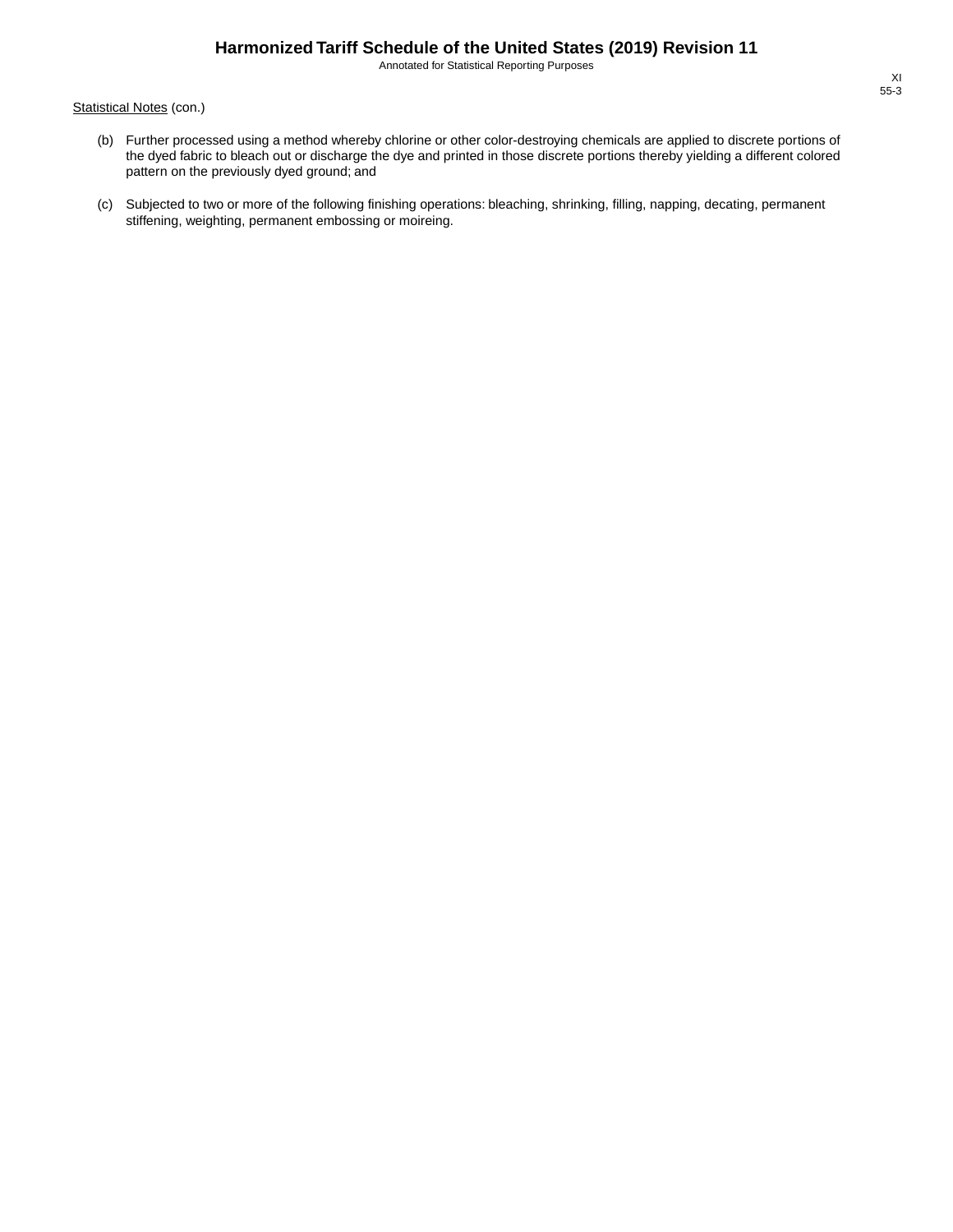Statistical Notes (con.)

(b) Further processed using a method whereby chlorine or other color-destroying chemicals are applied to discrete portions of the dyed fabric to bleach out or discharge the dye and printed in those discrete portions thereby yielding a different colored pattern on the previously dyed ground; and

(c) Subjected to two or more of the following finishing operations: bleaching, shrinking, filling, napping, decating, permanent stiffening, weighting, permanent embossing or moireing.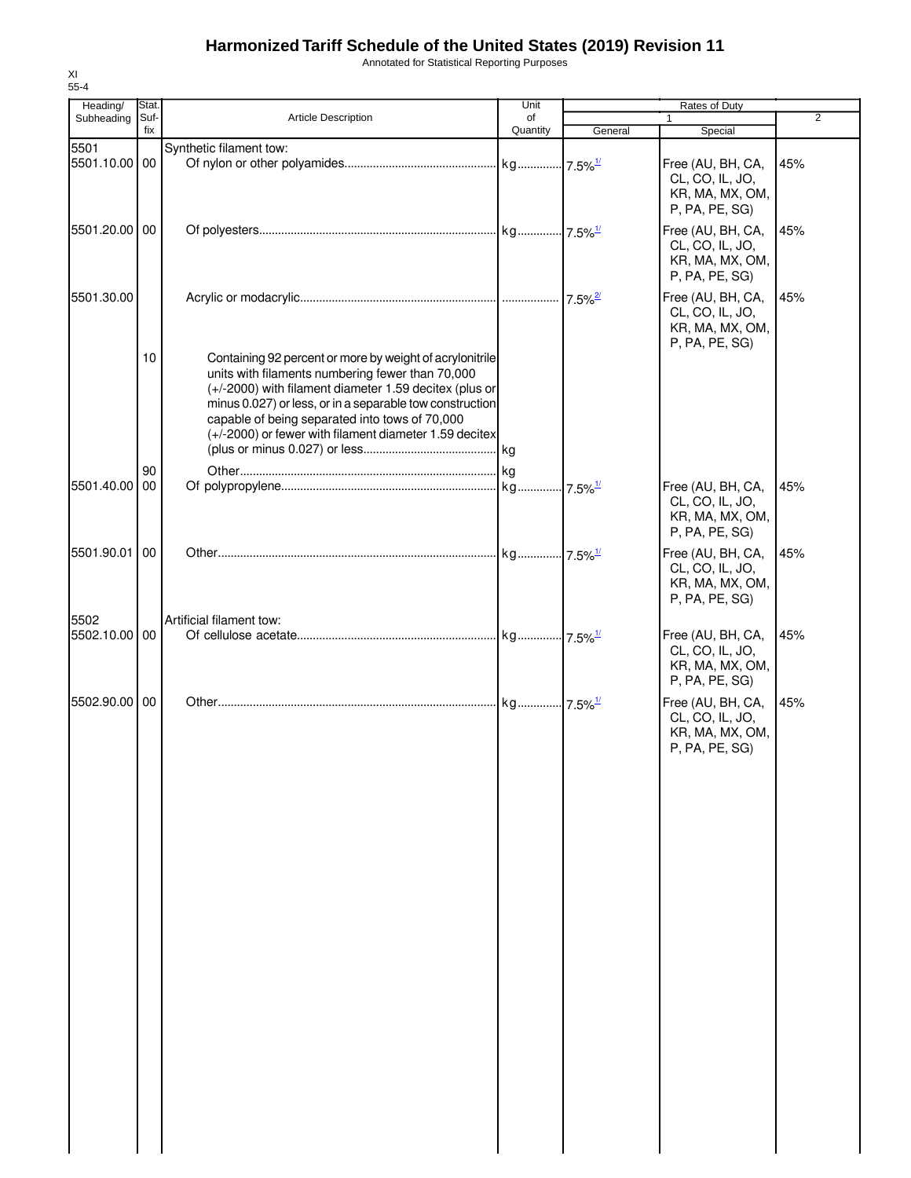# Harmonized Tariff Schedule of the United States (2019) Revision 11

Annotated for Statistical Reporting Purposes

XI
55-4

| Heading/ Subheading | Stat. Suf- fix | Article Description | Unit of Quantity | Rates of Duty 1 General | 1 Special | 2 |
|---|---|---|---|---|---|---|
| 5501 | | Synthetic filament tow: | | | | |
| 5501.10.00 | 00 | Of nylon or other polyamides | kg | 7.5%[1/] | Free (AU, BH, CA, CL, CO, IL, JO, KR, MA, MX, OM, P, PA, PE, SG) | 45% |
| 5501.20.00 | 00 | Of polyesters | kg | 7.5%[1/] | Free (AU, BH, CA, CL, CO, IL, JO, KR, MA, MX, OM, P, PA, PE, SG) | 45% |
| 5501.30.00 | | Acrylic or modacrylic | | 7.5%[2/] | Free (AU, BH, CA, CL, CO, IL, JO, KR, MA, MX, OM, P, PA, PE, SG) | 45% |
| | 10 | Containing 92 percent or more by weight of acrylonitrile units with filaments numbering fewer than 70,000 (+/-2000) with filament diameter 1.59 decitex (plus or minus 0.027) or less, or in a separable tow construction capable of being separated into tows of 70,000 (+/-2000) or fewer with filament diameter 1.59 decitex (plus or minus 0.027) or less | kg | | | |
| | 90 | Other | kg | | | |
| 5501.40.00 | 00 | Of polypropylene | kg | 7.5%[1/] | Free (AU, BH, CA, CL, CO, IL, JO, KR, MA, MX, OM, P, PA, PE, SG) | 45% |
| 5501.90.01 | 00 | Other | kg | 7.5%[1/] | Free (AU, BH, CA, CL, CO, IL, JO, KR, MA, MX, OM, P, PA, PE, SG) | 45% |
| 5502 | | Artificial filament tow: | | | | |
| 5502.10.00 | 00 | Of cellulose acetate | kg | 7.5%[1/] | Free (AU, BH, CA, CL, CO, IL, JO, KR, MA, MX, OM, P, PA, PE, SG) | 45% |
| 5502.90.00 | 00 | Other | kg | 7.5%[1/] | Free (AU, BH, CA, CL, CO, IL, JO, KR, MA, MX, OM, P, PA, PE, SG) | 45% |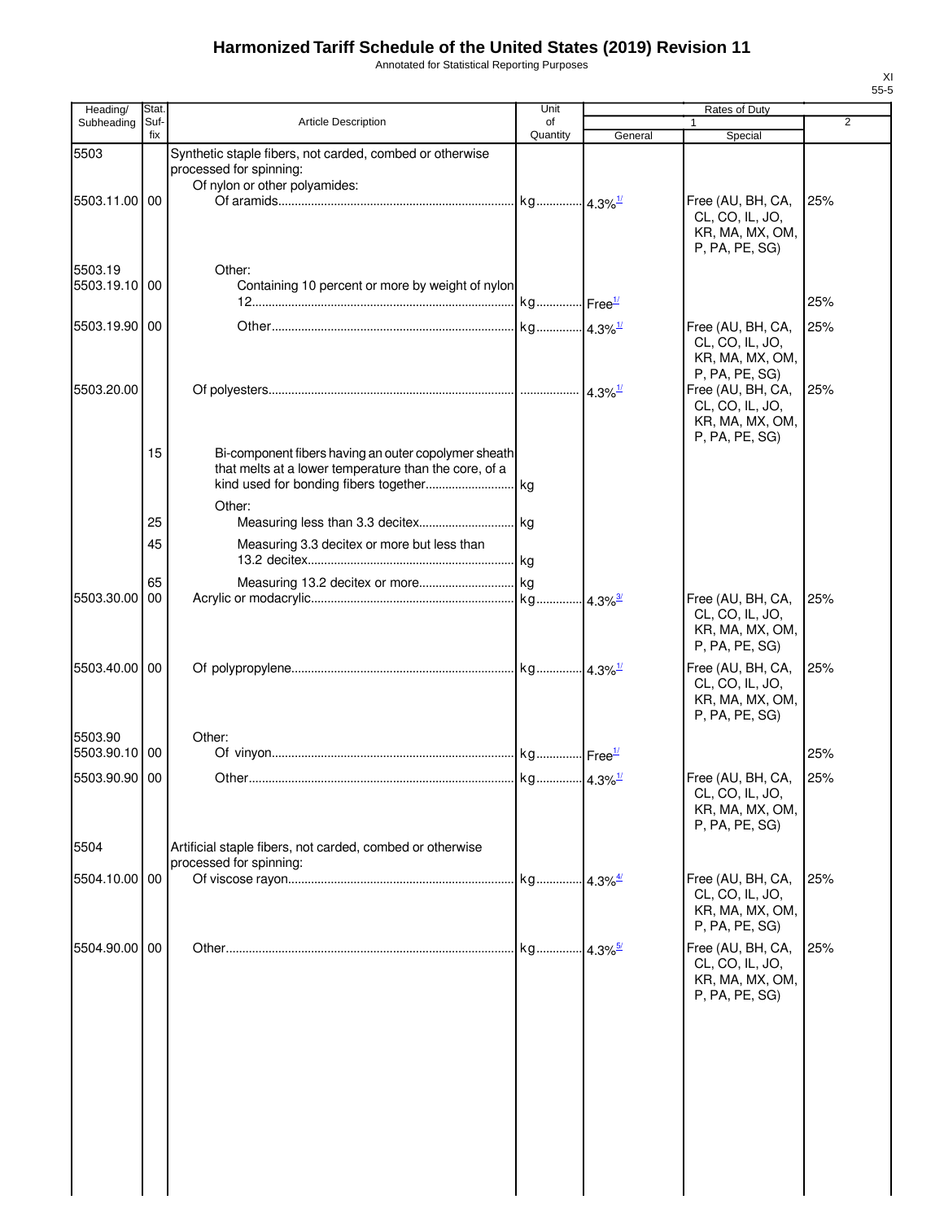# Harmonized Tariff Schedule of the United States (2019) Revision 11

Annotated for Statistical Reporting Purposes

| Heading/ Subheading | Stat. Suf- fix | Article Description | Unit of Quantity | Rates of Duty 1 General | Special | 2 |
|---|---|---|---|---|---|---|
| 5503 | | Synthetic staple fibers, not carded, combed or otherwise processed for spinning: | | | | |
| | | Of nylon or other polyamides: | | | | |
| 5503.11.00 | 00 | Of aramids | kg | 4.3%[1/] | Free (AU, BH, CA, CL, CO, IL, JO, KR, MA, MX, OM, P, PA, PE, SG) | 25% |
| 5503.19 | | Other: | | | | |
| 5503.19.10 | 00 | Containing 10 percent or more by weight of nylon 12 | kg | Free[1/] | | 25% |
| 5503.19.90 | 00 | Other | kg | 4.3%[1/] | Free (AU, BH, CA, CL, CO, IL, JO, KR, MA, MX, OM, P, PA, PE, SG) | 25% |
| 5503.20.00 | | Of polyesters | | 4.3%[1/] | Free (AU, BH, CA, CL, CO, IL, JO, KR, MA, MX, OM, P, PA, PE, SG) | 25% |
| | 15 | Bi-component fibers having an outer copolymer sheath that melts at a lower temperature than the core, of a kind used for bonding fibers together | kg | | | |
| | | Other: | | | | |
| | 25 | Measuring less than 3.3 decitex | kg | | | |
| | 45 | Measuring 3.3 decitex or more but less than 13.2 decitex | kg | | | |
| | 65 | Measuring 13.2 decitex or more | kg | | | |
| 5503.30.00 | 00 | Acrylic or modacrylic | kg | 4.3%[3/] | Free (AU, BH, CA, CL, CO, IL, JO, KR, MA, MX, OM, P, PA, PE, SG) | 25% |
| 5503.40.00 | 00 | Of polypropylene | kg | 4.3%[1/] | Free (AU, BH, CA, CL, CO, IL, JO, KR, MA, MX, OM, P, PA, PE, SG) | 25% |
| 5503.90 | | Other: | | | | |
| 5503.90.10 | 00 | Of vinyon | kg | Free[1/] | | 25% |
| 5503.90.90 | 00 | Other | kg | 4.3%[1/] | Free (AU, BH, CA, CL, CO, IL, JO, KR, MA, MX, OM, P, PA, PE, SG) | 25% |
| 5504 | | Artificial staple fibers, not carded, combed or otherwise processed for spinning: | | | | |
| 5504.10.00 | 00 | Of viscose rayon | kg | 4.3%[4/] | Free (AU, BH, CA, CL, CO, IL, JO, KR, MA, MX, OM, P, PA, PE, SG) | 25% |
| 5504.90.00 | 00 | Other | kg | 4.3%[5/] | Free (AU, BH, CA, CL, CO, IL, JO, KR, MA, MX, OM, P, PA, PE, SG) | 25% |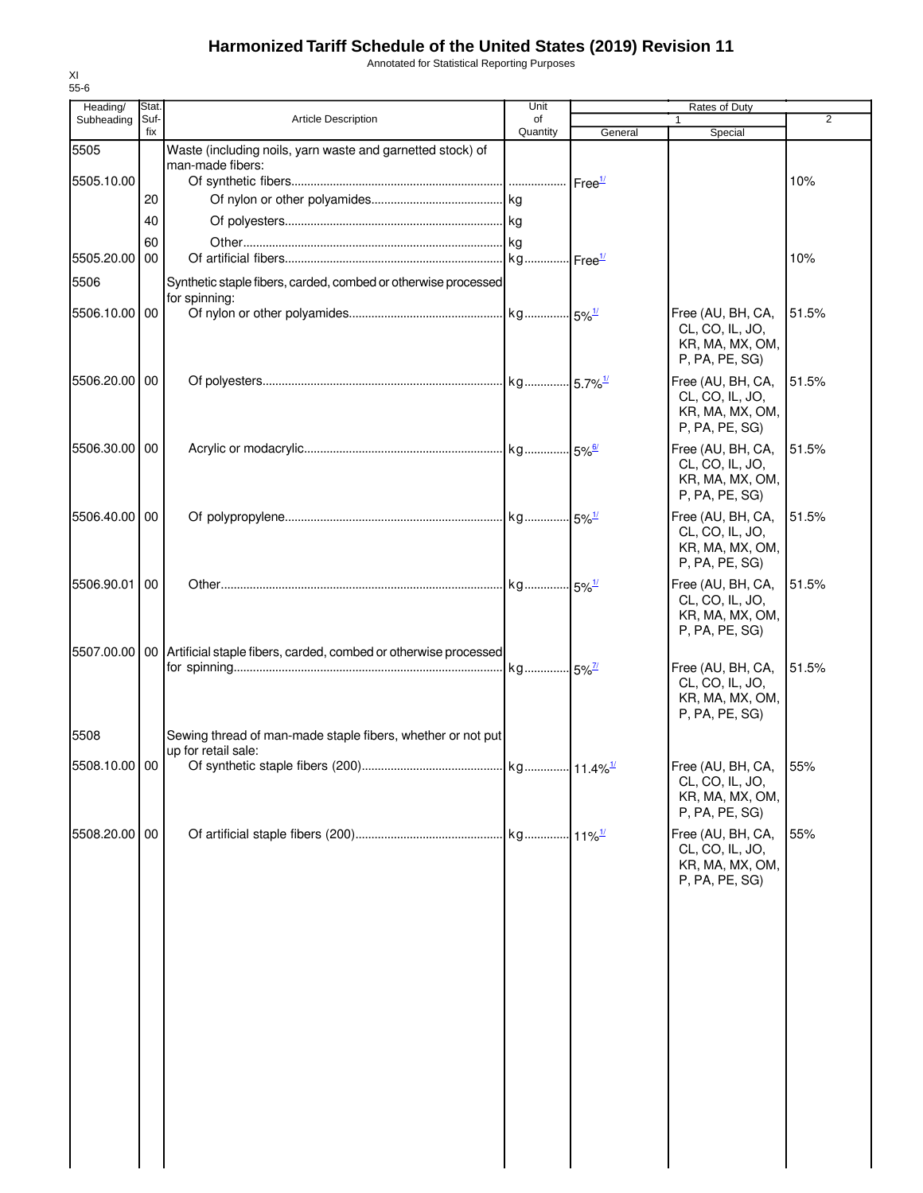# Harmonized Tariff Schedule of the United States (2019) Revision 11

Annotated for Statistical Reporting Purposes

XI
55-6

| Heading/ Subheading | Stat. Suf- fix | Article Description | Unit of Quantity | Rates of Duty 1 General | Special | 2 |
|---|---|---|---|---|---|---|
| 5505 | | Waste (including noils, yarn waste and garnetted stock) of man-made fibers: | | | | |
| 5505.10.00 | | Of synthetic fibers | | Free[1/] | | 10% |
| | 20 | Of nylon or other polyamides | kg | | | |
| | 40 | Of polyesters | kg | | | |
| | 60 | Other | kg | | | |
| 5505.20.00 | 00 | Of artificial fibers | kg | Free[1/] | | 10% |
| 5506 | | Synthetic staple fibers, carded, combed or otherwise processed for spinning: | | | | |
| 5506.10.00 | 00 | Of nylon or other polyamides | kg | 5%[1/] | Free (AU, BH, CA, CL, CO, IL, JO, KR, MA, MX, OM, P, PA, PE, SG) | 51.5% |
| 5506.20.00 | 00 | Of polyesters | kg | 5.7%[1/] | Free (AU, BH, CA, CL, CO, IL, JO, KR, MA, MX, OM, P, PA, PE, SG) | 51.5% |
| 5506.30.00 | 00 | Acrylic or modacrylic | kg | 5%[6/] | Free (AU, BH, CA, CL, CO, IL, JO, KR, MA, MX, OM, P, PA, PE, SG) | 51.5% |
| 5506.40.00 | 00 | Of polypropylene | kg | 5%[1/] | Free (AU, BH, CA, CL, CO, IL, JO, KR, MA, MX, OM, P, PA, PE, SG) | 51.5% |
| 5506.90.01 | 00 | Other | kg | 5%[1/] | Free (AU, BH, CA, CL, CO, IL, JO, KR, MA, MX, OM, P, PA, PE, SG) | 51.5% |
| 5507.00.00 | 00 | Artificial staple fibers, carded, combed or otherwise processed for spinning | kg | 5%[7/] | Free (AU, BH, CA, CL, CO, IL, JO, KR, MA, MX, OM, P, PA, PE, SG) | 51.5% |
| 5508 | | Sewing thread of man-made staple fibers, whether or not put up for retail sale: | | | | |
| 5508.10.00 | 00 | Of synthetic staple fibers (200) | kg | 11.4%[1/] | Free (AU, BH, CA, CL, CO, IL, JO, KR, MA, MX, OM, P, PA, PE, SG) | 55% |
| 5508.20.00 | 00 | Of artificial staple fibers (200) | kg | 11%[1/] | Free (AU, BH, CA, CL, CO, IL, JO, KR, MA, MX, OM, P, PA, PE, SG) | 55% |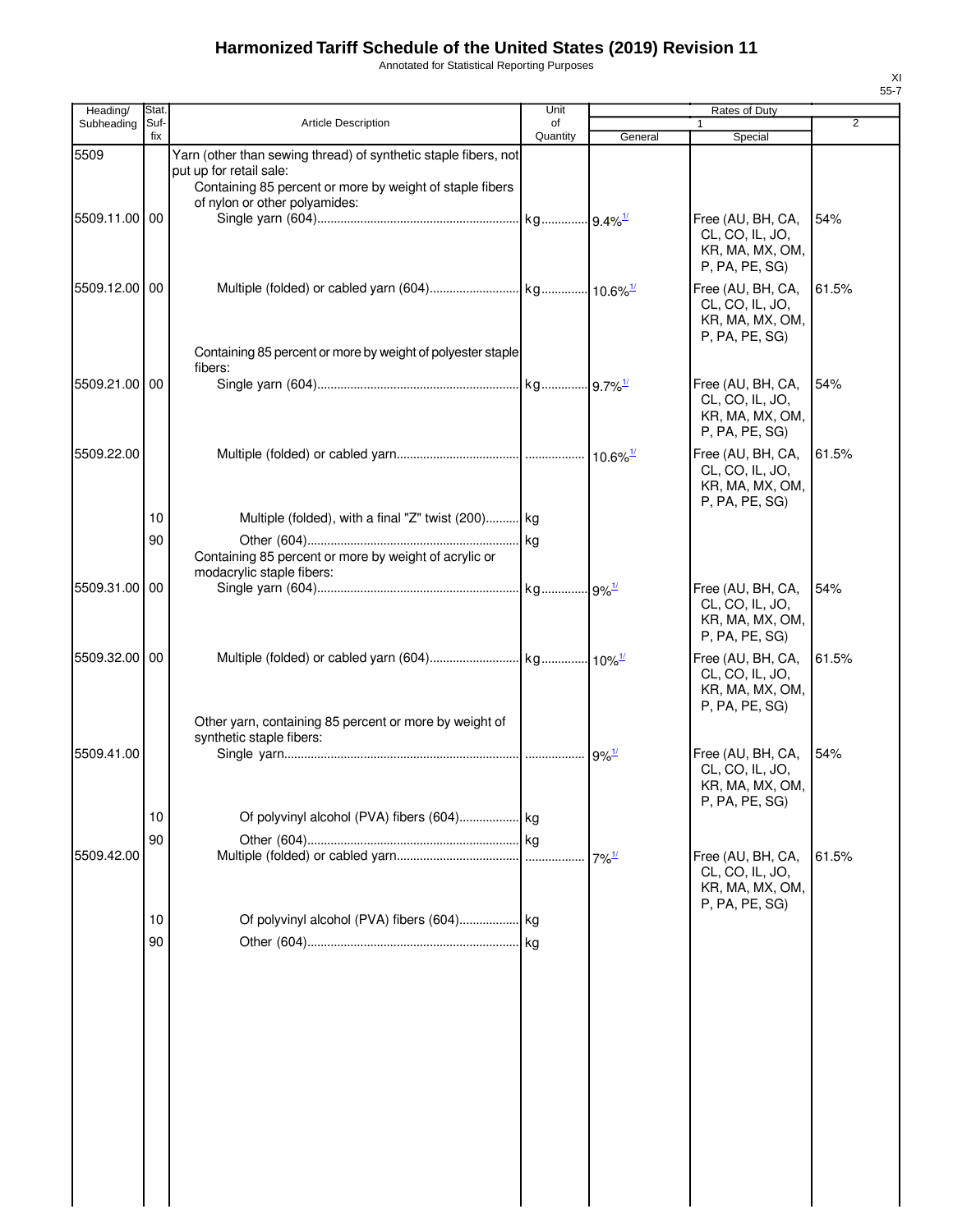# Harmonized Tariff Schedule of the United States (2019) Revision 11

Annotated for Statistical Reporting Purposes

| Heading/ Subheading | Stat. Suf- fix | Article Description | Unit of Quantity | Rates of Duty 1 General | Special | 2 |
|---|---|---|---|---|---|---|
| 5509 | | Yarn (other than sewing thread) of synthetic staple fibers, not put up for retail sale: | | | | |
| | | Containing 85 percent or more by weight of staple fibers of nylon or other polyamides: | | | | |
| 5509.11.00 | 00 | Single yarn (604) | kg | 9.4%[1/] | Free (AU, BH, CA, CL, CO, IL, JO, KR, MA, MX, OM, P, PA, PE, SG) | 54% |
| 5509.12.00 | 00 | Multiple (folded) or cabled yarn (604) | kg | 10.6%[1/] | Free (AU, BH, CA, CL, CO, IL, JO, KR, MA, MX, OM, P, PA, PE, SG) | 61.5% |
| | | Containing 85 percent or more by weight of polyester staple fibers: | | | | |
| 5509.21.00 | 00 | Single yarn (604) | kg | 9.7%[1/] | Free (AU, BH, CA, CL, CO, IL, JO, KR, MA, MX, OM, P, PA, PE, SG) | 54% |
| 5509.22.00 | | Multiple (folded) or cabled yarn | | 10.6%[1/] | Free (AU, BH, CA, CL, CO, IL, JO, KR, MA, MX, OM, P, PA, PE, SG) | 61.5% |
| | 10 | Multiple (folded), with a final "Z" twist (200) | kg | | | |
| | 90 | Other (604) | kg | | | |
| | | Containing 85 percent or more by weight of acrylic or modacrylic staple fibers: | | | | |
| 5509.31.00 | 00 | Single yarn (604) | kg | 9%[1/] | Free (AU, BH, CA, CL, CO, IL, JO, KR, MA, MX, OM, P, PA, PE, SG) | 54% |
| 5509.32.00 | 00 | Multiple (folded) or cabled yarn (604) | kg | 10%[1/] | Free (AU, BH, CA, CL, CO, IL, JO, KR, MA, MX, OM, P, PA, PE, SG) | 61.5% |
| | | Other yarn, containing 85 percent or more by weight of synthetic staple fibers: | | | | |
| 5509.41.00 | | Single yarn | | 9%[1/] | Free (AU, BH, CA, CL, CO, IL, JO, KR, MA, MX, OM, P, PA, PE, SG) | 54% |
| | 10 | Of polyvinyl alcohol (PVA) fibers (604) | kg | | | |
| | 90 | Other (604) | kg | | | |
| 5509.42.00 | | Multiple (folded) or cabled yarn | | 7%[1/] | Free (AU, BH, CA, CL, CO, IL, JO, KR, MA, MX, OM, P, PA, PE, SG) | 61.5% |
| | 10 | Of polyvinyl alcohol (PVA) fibers (604) | kg | | | |
| | 90 | Other (604) | kg | | | |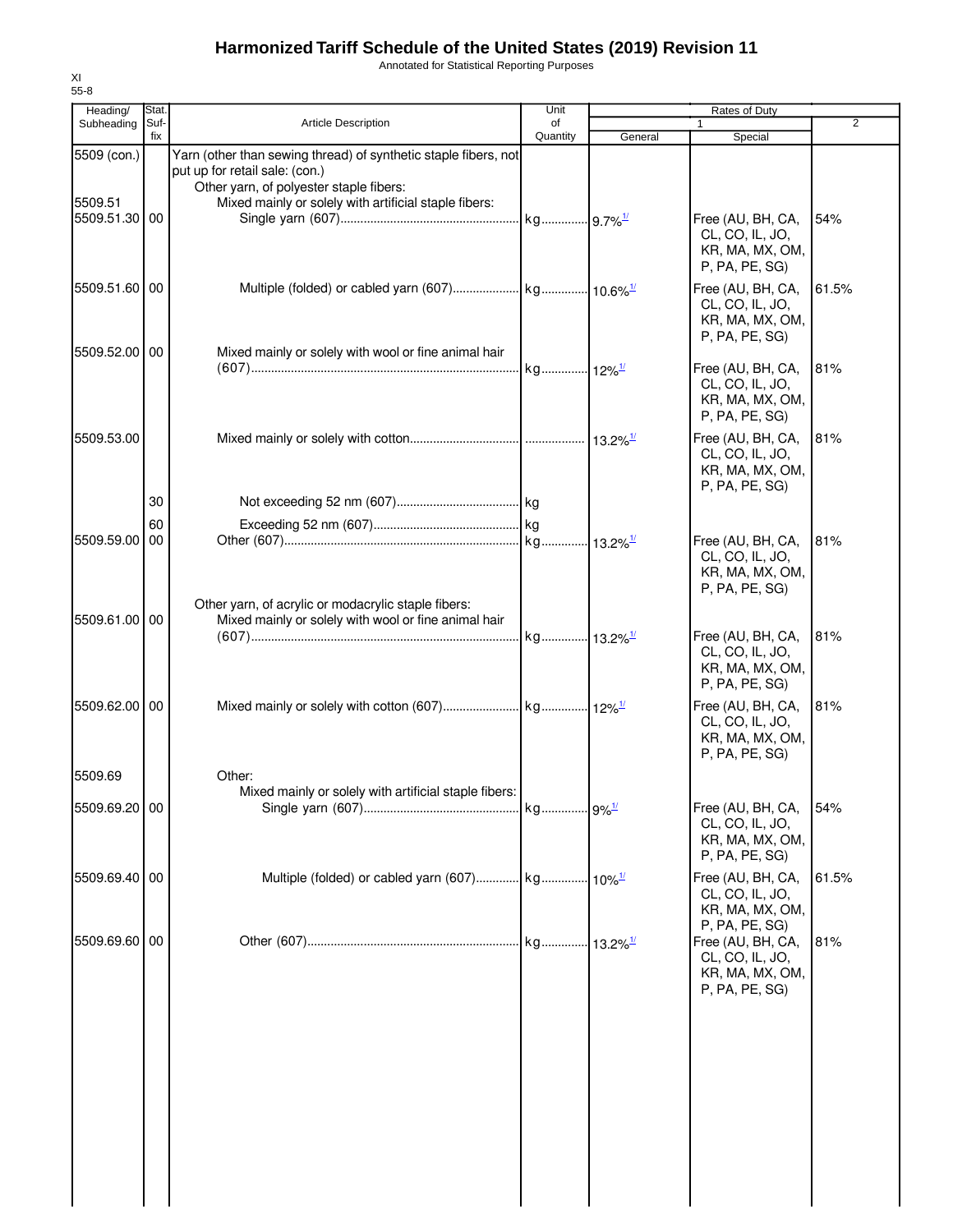# Harmonized Tariff Schedule of the United States (2019) Revision 11

Annotated for Statistical Reporting Purposes

XI
55-8

| Heading/ Subheading | Stat. Suf- fix | Article Description | Unit of Quantity | Rates of Duty 1 General | Rates of Duty 1 Special | Rates of Duty 2 |
|---|---|---|---|---|---|---|
| 5509 (con.) | | Yarn (other than sewing thread) of synthetic staple fibers, not put up for retail sale: (con.) | | | | |
| | | Other yarn, of polyester staple fibers: | | | | |
| 5509.51 | | Mixed mainly or solely with artificial staple fibers: | | | | |
| 5509.51.30 | 00 | Single yarn (607) | kg | 9.7% [1/] | Free (AU, BH, CA, CL, CO, IL, JO, KR, MA, MX, OM, P, PA, PE, SG) | 54% |
| 5509.51.60 | 00 | Multiple (folded) or cabled yarn (607) | kg | 10.6% [1/] | Free (AU, BH, CA, CL, CO, IL, JO, KR, MA, MX, OM, P, PA, PE, SG) | 61.5% |
| 5509.52.00 | 00 | Mixed mainly or solely with wool or fine animal hair (607) | kg | 12% [1/] | Free (AU, BH, CA, CL, CO, IL, JO, KR, MA, MX, OM, P, PA, PE, SG) | 81% |
| 5509.53.00 | | Mixed mainly or solely with cotton | | 13.2% [1/] | Free (AU, BH, CA, CL, CO, IL, JO, KR, MA, MX, OM, P, PA, PE, SG) | 81% |
| | 30 | Not exceeding 52 nm (607) | kg | | | |
| | 60 | Exceeding 52 nm (607) | kg | | | |
| 5509.59.00 | 00 | Other (607) | kg | 13.2% [1/] | Free (AU, BH, CA, CL, CO, IL, JO, KR, MA, MX, OM, P, PA, PE, SG) | 81% |
| | | Other yarn, of acrylic or modacrylic staple fibers: | | | | |
| 5509.61.00 | 00 | Mixed mainly or solely with wool or fine animal hair (607) | kg | 13.2% [1/] | Free (AU, BH, CA, CL, CO, IL, JO, KR, MA, MX, OM, P, PA, PE, SG) | 81% |
| 5509.62.00 | 00 | Mixed mainly or solely with cotton (607) | kg | 12% [1/] | Free (AU, BH, CA, CL, CO, IL, JO, KR, MA, MX, OM, P, PA, PE, SG) | 81% |
| 5509.69 | | Other: | | | | |
| | | Mixed mainly or solely with artificial staple fibers: | | | | |
| 5509.69.20 | 00 | Single yarn (607) | kg | 9% [1/] | Free (AU, BH, CA, CL, CO, IL, JO, KR, MA, MX, OM, P, PA, PE, SG) | 54% |
| 5509.69.40 | 00 | Multiple (folded) or cabled yarn (607) | kg | 10% [1/] | Free (AU, BH, CA, CL, CO, IL, JO, KR, MA, MX, OM, P, PA, PE, SG) | 61.5% |
| 5509.69.60 | 00 | Other (607) | kg | 13.2% [1/] | Free (AU, BH, CA, CL, CO, IL, JO, KR, MA, MX, OM, P, PA, PE, SG) | 81% |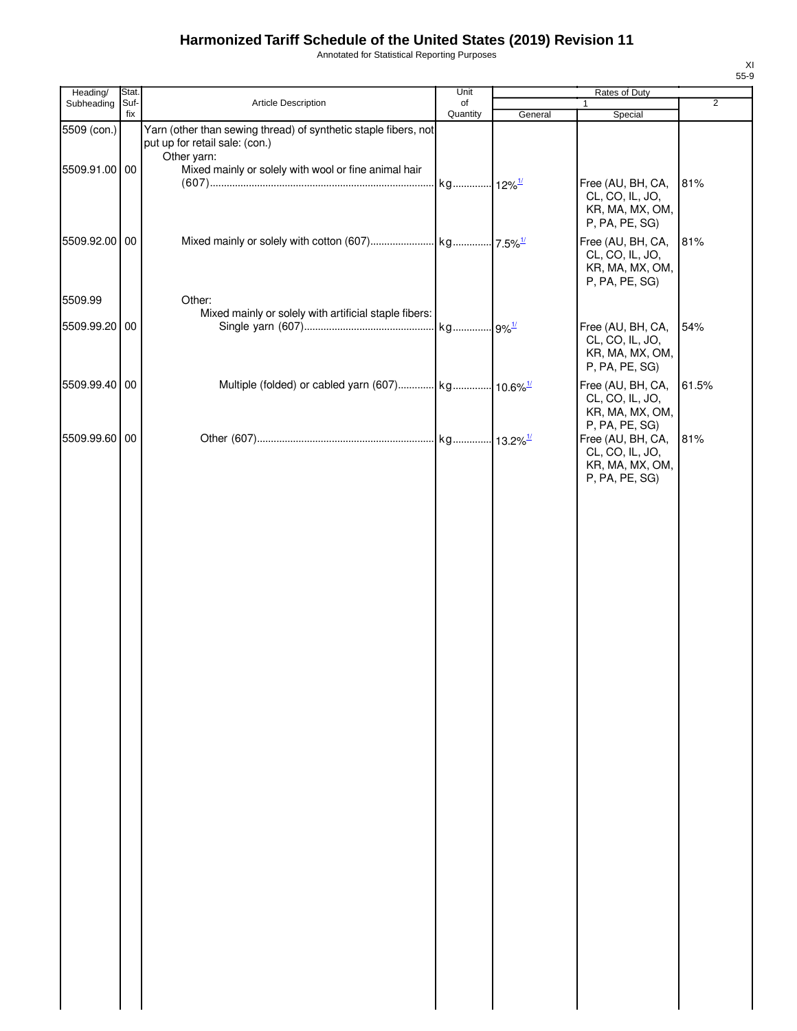# Harmonized Tariff Schedule of the United States (2019) Revision 11

Annotated for Statistical Reporting Purposes

XI
55-9

| Heading/ Subheading | Stat. Suf- fix | Article Description | Unit of Quantity | Rates of Duty 1 General | Special | 2 |
|---|---|---|---|---|---|---|
| 5509 (con.) | | Yarn (other than sewing thread) of synthetic staple fibers, not put up for retail sale: (con.) | | | | |
| | | Other yarn: | | | | |
| 5509.91.00 | 00 | Mixed mainly or solely with wool or fine animal hair (607) | kg | 12%[1/] | Free (AU, BH, CA, CL, CO, IL, JO, KR, MA, MX, OM, P, PA, PE, SG) | 81% |
| 5509.92.00 | 00 | Mixed mainly or solely with cotton (607) | kg | 7.5%[1/] | Free (AU, BH, CA, CL, CO, IL, JO, KR, MA, MX, OM, P, PA, PE, SG) | 81% |
| 5509.99 | | Other: | | | | |
| | | Mixed mainly or solely with artificial staple fibers: | | | | |
| 5509.99.20 | 00 | Single yarn (607) | kg | 9%[1/] | Free (AU, BH, CA, CL, CO, IL, JO, KR, MA, MX, OM, P, PA, PE, SG) | 54% |
| 5509.99.40 | 00 | Multiple (folded) or cabled yarn (607) | kg | 10.6%[1/] | Free (AU, BH, CA, CL, CO, IL, JO, KR, MA, MX, OM, P, PA, PE, SG) | 61.5% |
| 5509.99.60 | 00 | Other (607) | kg | 13.2%[1/] | Free (AU, BH, CA, CL, CO, IL, JO, KR, MA, MX, OM, P, PA, PE, SG) | 81% |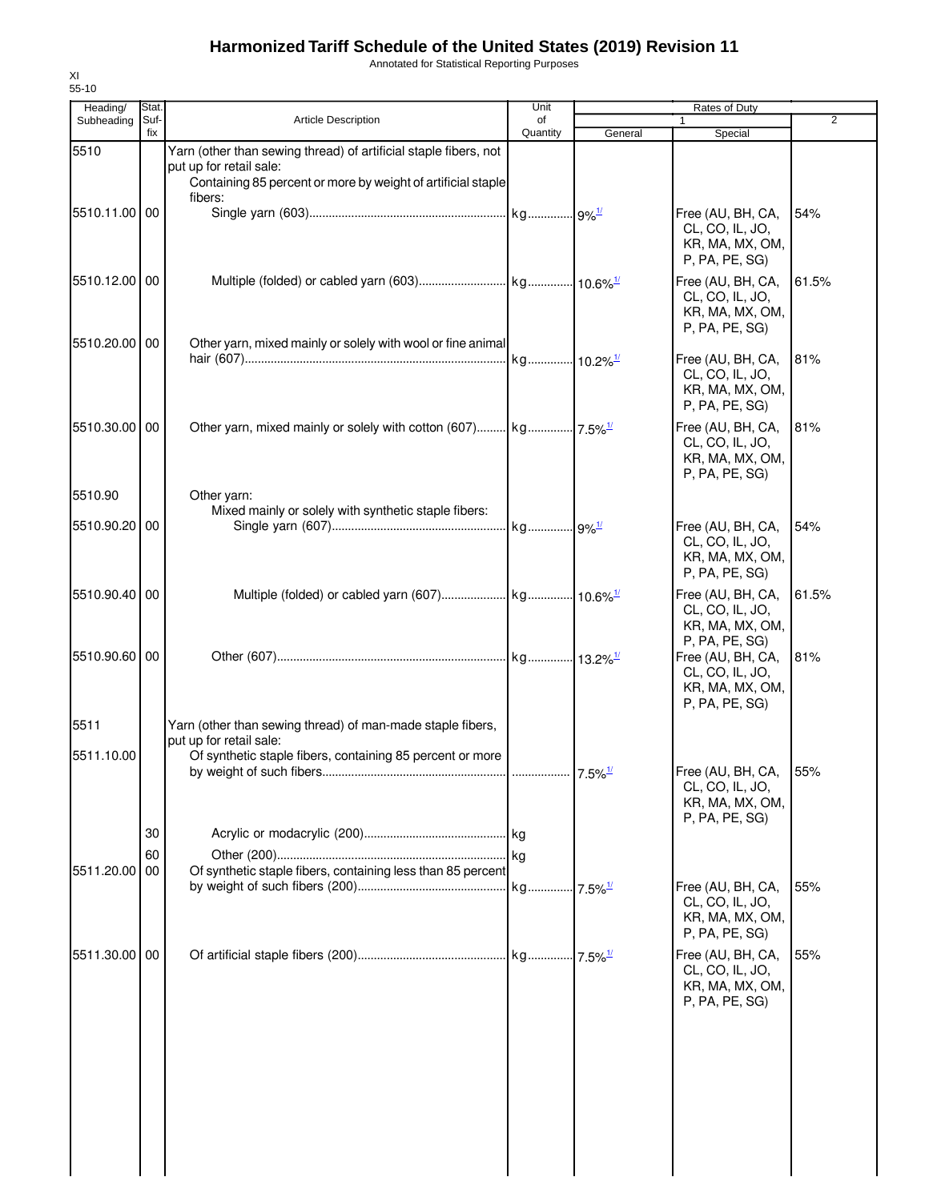# Harmonized Tariff Schedule of the United States (2019) Revision 11

Annotated for Statistical Reporting Purposes

XI
55-10

| Heading/ Subheading | Stat. Suf-fix | Article Description | Unit of Quantity | Rates of Duty 1 General | Special | 2 |
|---|---|---|---|---|---|---|
| 5510 | | Yarn (other than sewing thread) of artificial staple fibers, not put up for retail sale: | | | | |
| | | Containing 85 percent or more by weight of artificial staple fibers: | | | | |
| 5510.11.00 | 00 | Single yarn (603) | kg | 9%[1/] | Free (AU, BH, CA, CL, CO, IL, JO, KR, MA, MX, OM, P, PA, PE, SG) | 54% |
| 5510.12.00 | 00 | Multiple (folded) or cabled yarn (603) | kg | 10.6%[1/] | Free (AU, BH, CA, CL, CO, IL, JO, KR, MA, MX, OM, P, PA, PE, SG) | 61.5% |
| 5510.20.00 | 00 | Other yarn, mixed mainly or solely with wool or fine animal hair (607) | kg | 10.2%[1/] | Free (AU, BH, CA, CL, CO, IL, JO, KR, MA, MX, OM, P, PA, PE, SG) | 81% |
| 5510.30.00 | 00 | Other yarn, mixed mainly or solely with cotton (607) | kg | 7.5%[1/] | Free (AU, BH, CA, CL, CO, IL, JO, KR, MA, MX, OM, P, PA, PE, SG) | 81% |
| 5510.90 | | Other yarn: | | | | |
| | | Mixed mainly or solely with synthetic staple fibers: | | | | |
| 5510.90.20 | 00 | Single yarn (607) | kg | 9%[1/] | Free (AU, BH, CA, CL, CO, IL, JO, KR, MA, MX, OM, P, PA, PE, SG) | 54% |
| 5510.90.40 | 00 | Multiple (folded) or cabled yarn (607) | kg | 10.6%[1/] | Free (AU, BH, CA, CL, CO, IL, JO, KR, MA, MX, OM, P, PA, PE, SG) | 61.5% |
| 5510.90.60 | 00 | Other (607) | kg | 13.2%[1/] | Free (AU, BH, CA, CL, CO, IL, JO, KR, MA, MX, OM, P, PA, PE, SG) | 81% |
| 5511 | | Yarn (other than sewing thread) of man-made staple fibers, put up for retail sale: | | | | |
| 5511.10.00 | | Of synthetic staple fibers, containing 85 percent or more by weight of such fibers | | 7.5%[1/] | Free (AU, BH, CA, CL, CO, IL, JO, KR, MA, MX, OM, P, PA, PE, SG) | 55% |
| | 30 | Acrylic or modacrylic (200) | kg | | | |
| | 60 | Other (200) | kg | | | |
| 5511.20.00 | 00 | Of synthetic staple fibers, containing less than 85 percent by weight of such fibers (200) | kg | 7.5%[1/] | Free (AU, BH, CA, CL, CO, IL, JO, KR, MA, MX, OM, P, PA, PE, SG) | 55% |
| 5511.30.00 | 00 | Of artificial staple fibers (200) | kg | 7.5%[1/] | Free (AU, BH, CA, CL, CO, IL, JO, KR, MA, MX, OM, P, PA, PE, SG) | 55% |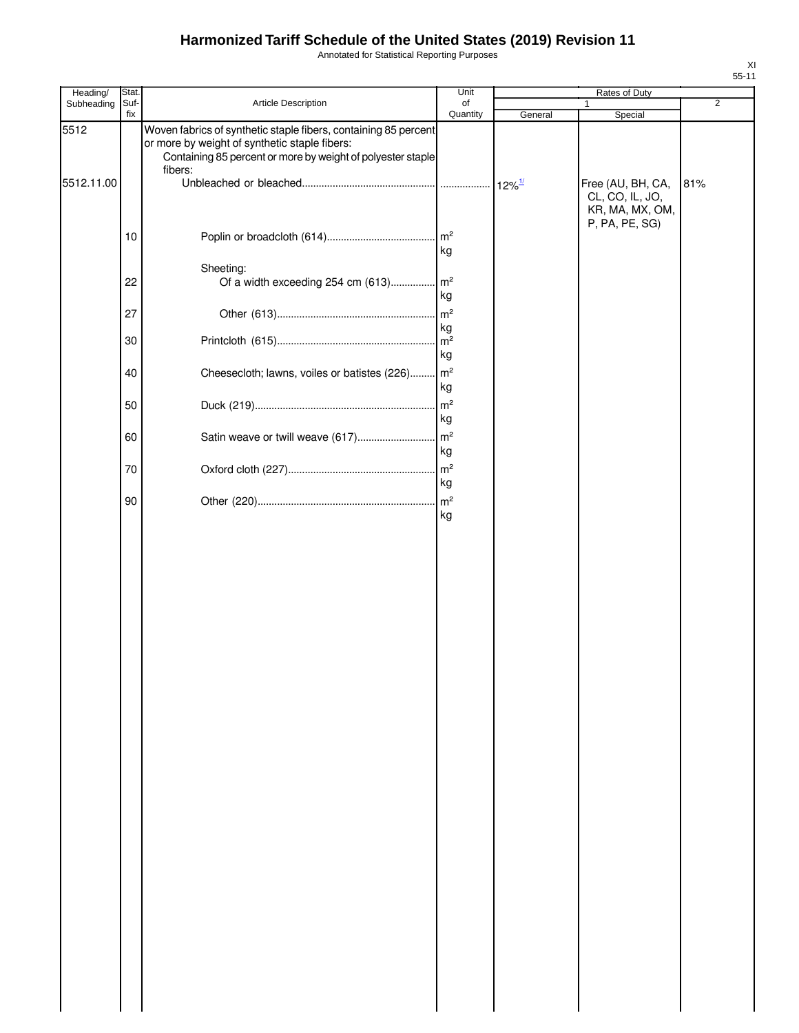# Harmonized Tariff Schedule of the United States (2019) Revision 11

Annotated for Statistical Reporting Purposes

XI
55-11

| Heading/ Subheading | Stat. Suf- fix | Article Description | Unit of Quantity | Rates of Duty 1 General | Rates of Duty 1 Special | Rates of Duty 2 |
|---|---|---|---|---|---|---|
| 5512 | | Woven fabrics of synthetic staple fibers, containing 85 percent or more by weight of synthetic staple fibers: | | | | |
| | | Containing 85 percent or more by weight of polyester staple fibers: | | | | |
| 5512.11.00 | | Unbleached or bleached | | 12%[1/] | Free (AU, BH, CA, CL, CO, IL, JO, KR, MA, MX, OM, P, PA, PE, SG) | 81% |
| | 10 | Poplin or broadcloth (614) | m² kg | | | |
| | | Sheeting: | | | | |
| | 22 | Of a width exceeding 254 cm (613) | m² kg | | | |
| | 27 | Other (613) | m² kg | | | |
| | 30 | Printcloth (615) | m² kg | | | |
| | 40 | Cheesecloth; lawns, voiles or batistes (226) | m² kg | | | |
| | 50 | Duck (219) | m² kg | | | |
| | 60 | Satin weave or twill weave (617) | m² kg | | | |
| | 70 | Oxford cloth (227) | m² kg | | | |
| | 90 | Other (220) | m² kg | | | |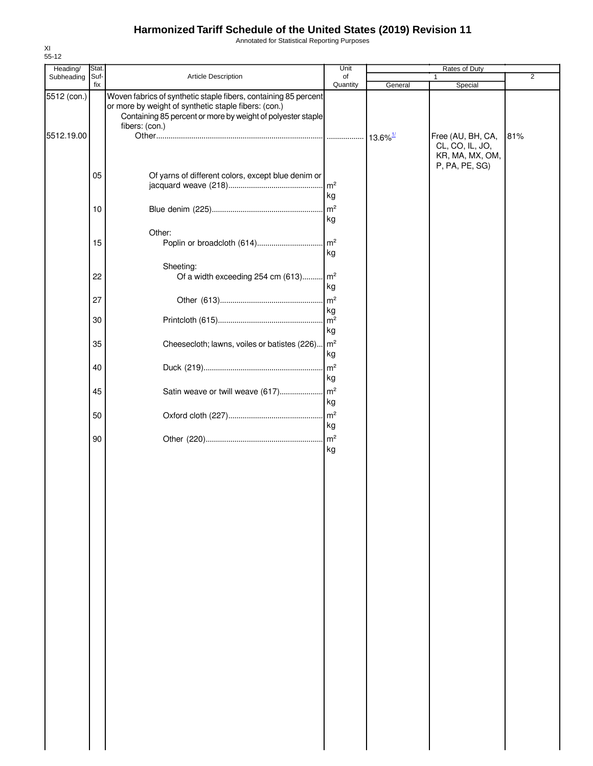# Harmonized Tariff Schedule of the United States (2019) Revision 11

Annotated for Statistical Reporting Purposes

XI
55-12

| Heading/ Subheading | Stat. Suf- fix | Article Description | Unit of Quantity | Rates of Duty | | |
|---|---|---|---|---|---|---|
| | | | | 1 | | 2 |
| | | | | General | Special | |
| 5512 (con.) | | Woven fabrics of synthetic staple fibers, containing 85 percent or more by weight of synthetic staple fibers: (con.) | | | | |
| | | Containing 85 percent or more by weight of polyester staple fibers: (con.) | | | | |
| 5512.19.00 | | Other | | 13.6%[1/] | Free (AU, BH, CA, CL, CO, IL, JO, KR, MA, MX, OM, P, PA, PE, SG) | 81% |
| | 05 | Of yarns of different colors, except blue denim or jacquard weave (218) | $m^2$ kg | | | |
| | 10 | Blue denim (225) | $m^2$ kg | | | |
| | | Other: | | | | |
| | 15 | Poplin or broadcloth (614) | $m^2$ kg | | | |
| | | Sheeting: | | | | |
| | 22 | Of a width exceeding 254 cm (613) | $m^2$ kg | | | |
| | 27 | Other (613) | $m^2$ kg | | | |
| | 30 | Printcloth (615) | $m^2$ kg | | | |
| | 35 | Cheesecloth; lawns, voiles or batistes (226) | $m^2$ kg | | | |
| | 40 | Duck (219) | $m^2$ kg | | | |
| | 45 | Satin weave or twill weave (617) | $m^2$ kg | | | |
| | 50 | Oxford cloth (227) | $m^2$ kg | | | |
| | 90 | Other (220) | $m^2$ kg | | | |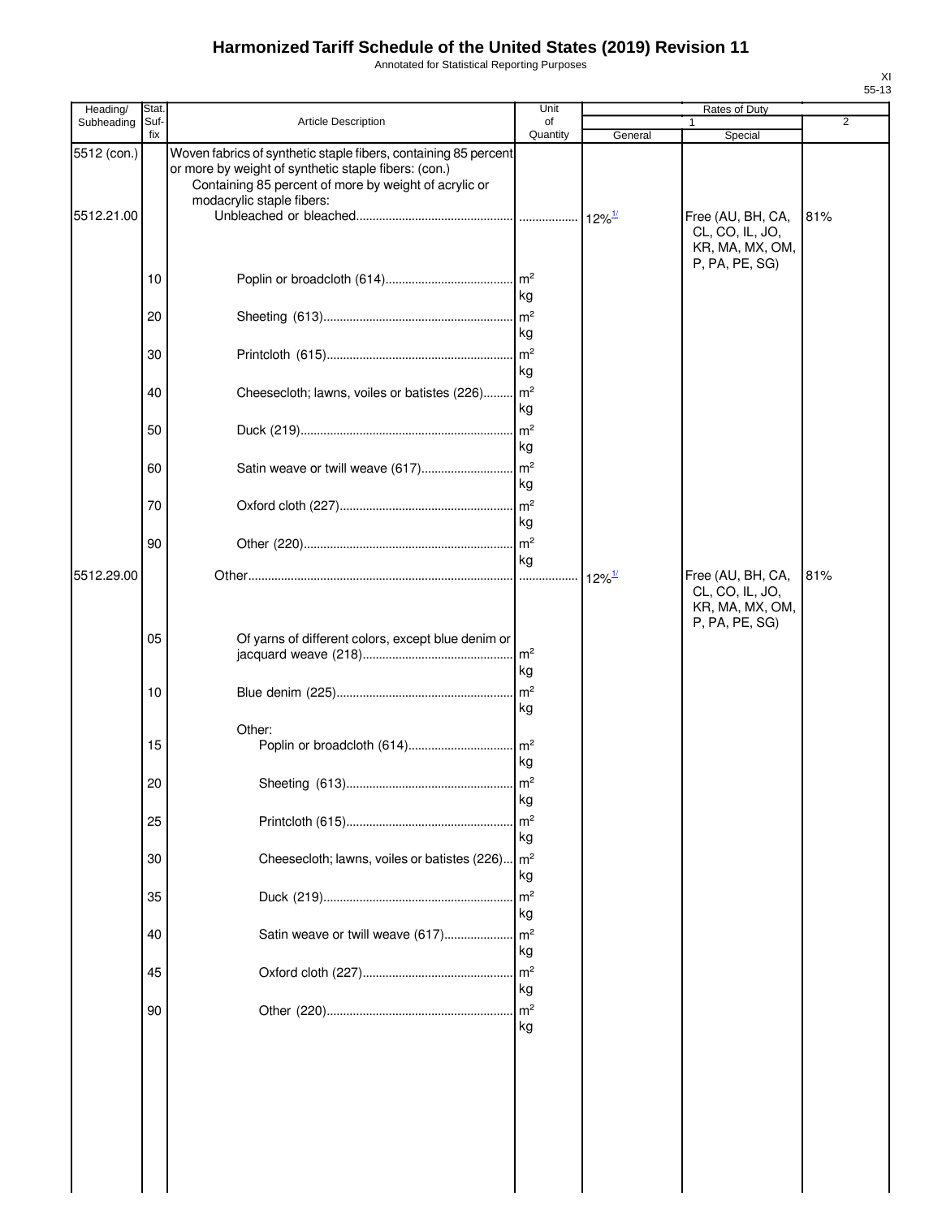# Harmonized Tariff Schedule of the United States (2019) Revision 11

Annotated for Statistical Reporting Purposes

XI
55-13

| Heading/ Subheading | Stat. Suf- fix | Article Description | Unit of Quantity | Rates of Duty 1 General | Rates of Duty 1 Special | Rates of Duty 2 |
|---|---|---|---|---|---|---|
| 5512 (con.) | | Woven fabrics of synthetic staple fibers, containing 85 percent or more by weight of synthetic staple fibers: (con.) | | | | |
| | | Containing 85 percent of more by weight of acrylic or modacrylic staple fibers: | | | | |
| 5512.21.00 | | Unbleached or bleached | | 12%[1/] | Free (AU, BH, CA, CL, CO, IL, JO, KR, MA, MX, OM, P, PA, PE, SG) | 81% |
| | 10 | Poplin or broadcloth (614) | m² kg | | | |
| | 20 | Sheeting (613) | m² kg | | | |
| | 30 | Printcloth (615) | m² kg | | | |
| | 40 | Cheesecloth; lawns, voiles or batistes (226) | m² kg | | | |
| | 50 | Duck (219) | m² kg | | | |
| | 60 | Satin weave or twill weave (617) | m² kg | | | |
| | 70 | Oxford cloth (227) | m² kg | | | |
| | 90 | Other (220) | m² kg | | | |
| 5512.29.00 | | Other | | 12%[1/] | Free (AU, BH, CA, CL, CO, IL, JO, KR, MA, MX, OM, P, PA, PE, SG) | 81% |
| | 05 | Of yarns of different colors, except blue denim or jacquard weave (218) | m² kg | | | |
| | 10 | Blue denim (225) | m² kg | | | |
| | | Other: | | | | |
| | 15 | Poplin or broadcloth (614) | m² kg | | | |
| | 20 | Sheeting (613) | m² kg | | | |
| | 25 | Printcloth (615) | m² kg | | | |
| | 30 | Cheesecloth; lawns, voiles or batistes (226) | m² kg | | | |
| | 35 | Duck (219) | m² kg | | | |
| | 40 | Satin weave or twill weave (617) | m² kg | | | |
| | 45 | Oxford cloth (227) | m² kg | | | |
| | 90 | Other (220) | m² kg | | | |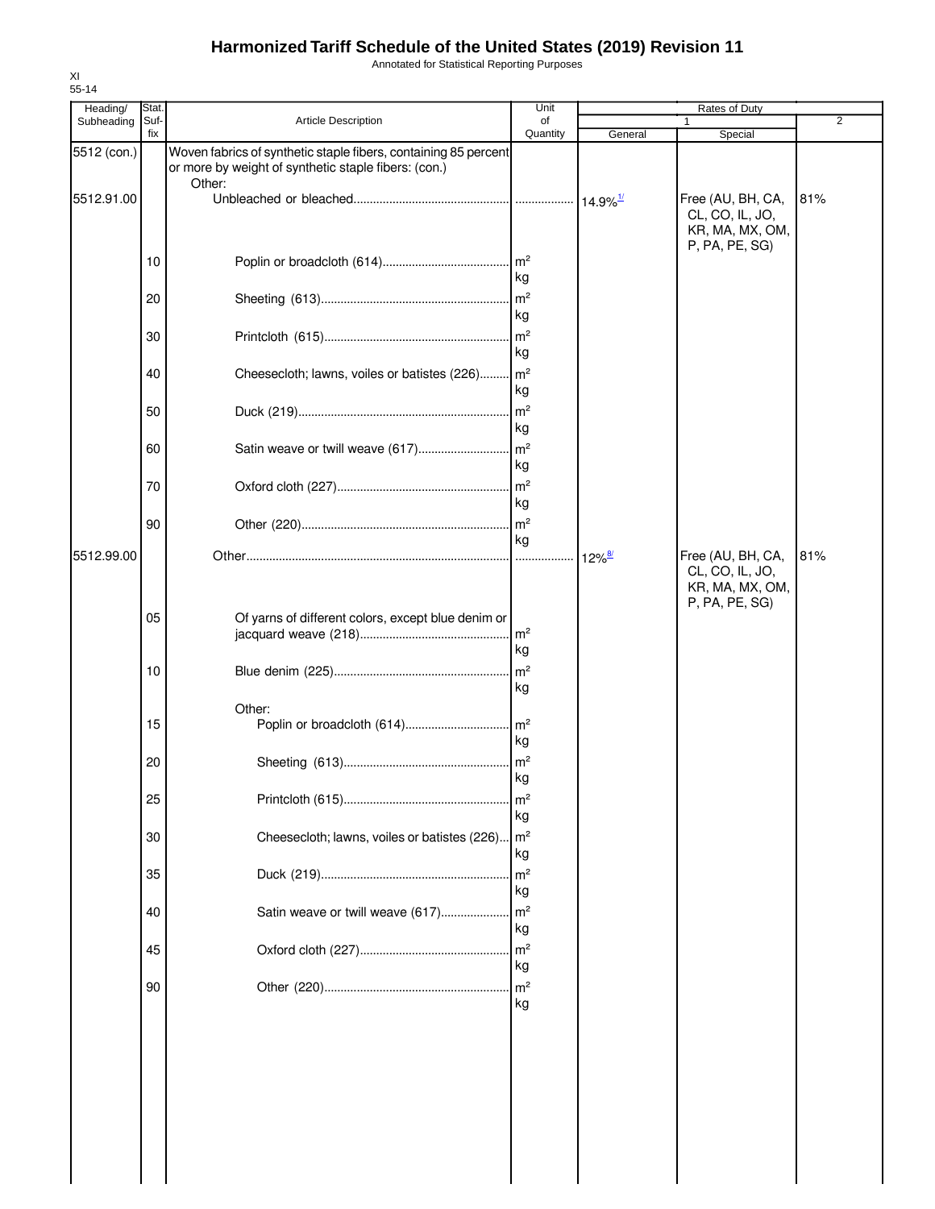# Harmonized Tariff Schedule of the United States (2019) Revision 11

Annotated for Statistical Reporting Purposes

XI
55-14

| Heading/ Subheading | Stat. Suf- fix | Article Description | Unit of Quantity | Rates of Duty | | |
|---|---|---|---|---|---|---|
| | | | | 1 | | 2 |
| | | | | General | Special | |
| 5512 (con.) | | Woven fabrics of synthetic staple fibers, containing 85 percent or more by weight of synthetic staple fibers: (con.) | | | | |
| | | Other: | | | | |
| 5512.91.00 | | Unbleached or bleached | | 14.9% [1/] | Free (AU, BH, CA, CL, CO, IL, JO, KR, MA, MX, OM, P, PA, PE, SG) | 81% |
| | 10 | Poplin or broadcloth (614) | m² kg | | | |
| | 20 | Sheeting (613) | m² kg | | | |
| | 30 | Printcloth (615) | m² kg | | | |
| | 40 | Cheesecloth; lawns, voiles or batistes (226) | m² kg | | | |
| | 50 | Duck (219) | m² kg | | | |
| | 60 | Satin weave or twill weave (617) | m² kg | | | |
| | 70 | Oxford cloth (227) | m² kg | | | |
| | 90 | Other (220) | m² kg | | | |
| 5512.99.00 | | Other | | 12% [8/] | Free (AU, BH, CA, CL, CO, IL, JO, KR, MA, MX, OM, P, PA, PE, SG) | 81% |
| | 05 | Of yarns of different colors, except blue denim or jacquard weave (218) | m² kg | | | |
| | 10 | Blue denim (225) | m² kg | | | |
| | | Other: | | | | |
| | 15 | Poplin or broadcloth (614) | m² kg | | | |
| | 20 | Sheeting (613) | m² kg | | | |
| | 25 | Printcloth (615) | m² kg | | | |
| | 30 | Cheesecloth; lawns, voiles or batistes (226) | m² kg | | | |
| | 35 | Duck (219) | m² kg | | | |
| | 40 | Satin weave or twill weave (617) | m² kg | | | |
| | 45 | Oxford cloth (227) | m² kg | | | |
| | 90 | Other (220) | m² kg | | | |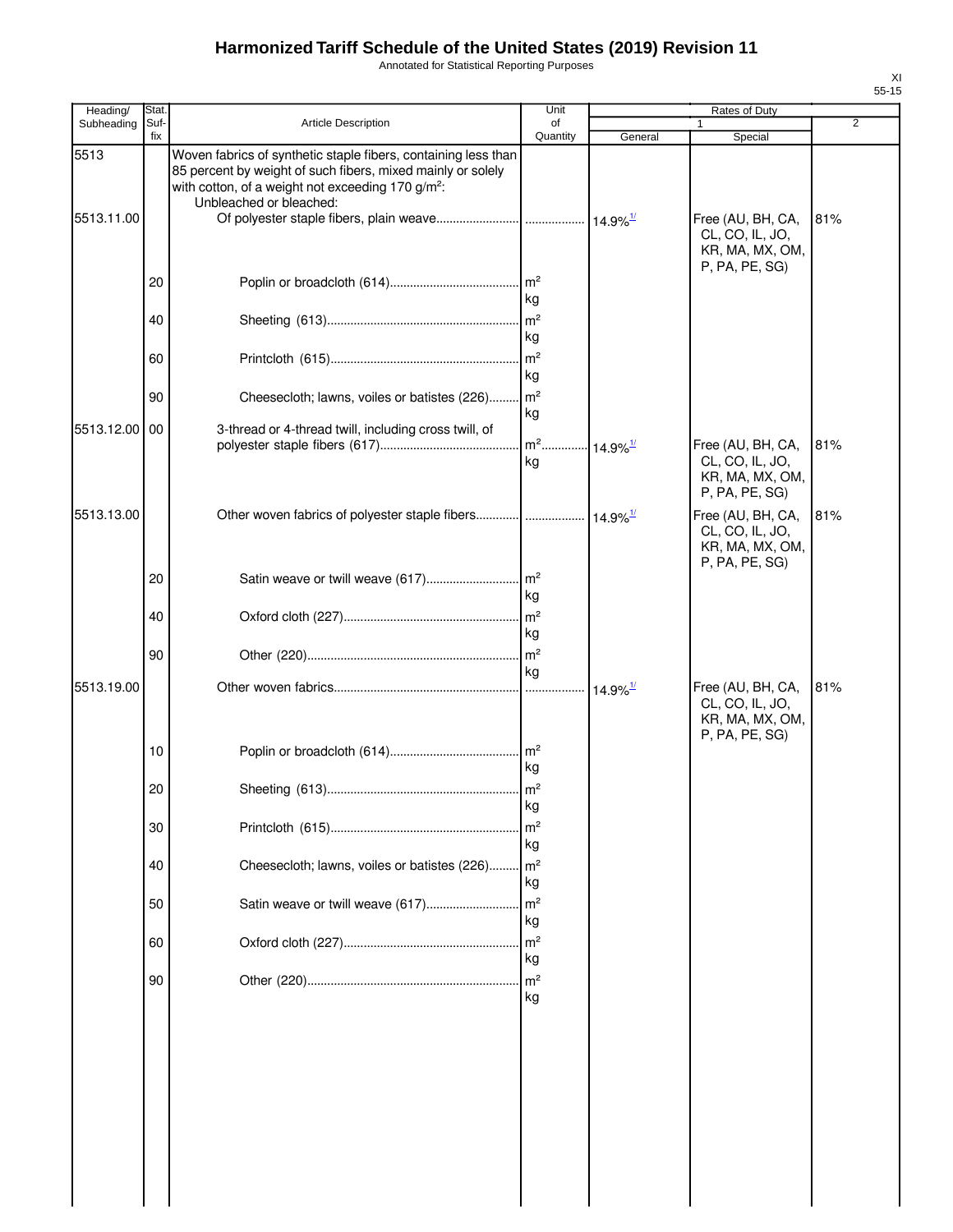# Harmonized Tariff Schedule of the United States (2019) Revision 11

Annotated for Statistical Reporting Purposes

XI
55-15

| Heading/ Subheading | Stat. Suf- fix | Article Description | Unit of Quantity | Rates of Duty 1 General | Rates of Duty 1 Special | Rates of Duty 2 |
|---|---|---|---|---|---|---|
| 5513 | | Woven fabrics of synthetic staple fibers, containing less than 85 percent by weight of such fibers, mixed mainly or solely with cotton, of a weight not exceeding 170 g/m²: | | | | |
| | | Unbleached or bleached: | | | | |
| 5513.11.00 | | Of polyester staple fibers, plain weave | | 14.9%[1/] | Free (AU, BH, CA, CL, CO, IL, JO, KR, MA, MX, OM, P, PA, PE, SG) | 81% |
| | 20 | Poplin or broadcloth (614) | m² kg | | | |
| | 40 | Sheeting (613) | m² kg | | | |
| | 60 | Printcloth (615) | m² kg | | | |
| | 90 | Cheesecloth; lawns, voiles or batistes (226) | m² kg | | | |
| 5513.12.00 | 00 | 3-thread or 4-thread twill, including cross twill, of polyester staple fibers (617) | m² kg | 14.9%[1/] | Free (AU, BH, CA, CL, CO, IL, JO, KR, MA, MX, OM, P, PA, PE, SG) | 81% |
| 5513.13.00 | | Other woven fabrics of polyester staple fibers | | 14.9%[1/] | Free (AU, BH, CA, CL, CO, IL, JO, KR, MA, MX, OM, P, PA, PE, SG) | 81% |
| | 20 | Satin weave or twill weave (617) | m² kg | | | |
| | 40 | Oxford cloth (227) | m² kg | | | |
| | 90 | Other (220) | m² kg | | | |
| 5513.19.00 | | Other woven fabrics | | 14.9%[1/] | Free (AU, BH, CA, CL, CO, IL, JO, KR, MA, MX, OM, P, PA, PE, SG) | 81% |
| | 10 | Poplin or broadcloth (614) | m² kg | | | |
| | 20 | Sheeting (613) | m² kg | | | |
| | 30 | Printcloth (615) | m² kg | | | |
| | 40 | Cheesecloth; lawns, voiles or batistes (226) | m² kg | | | |
| | 50 | Satin weave or twill weave (617) | m² kg | | | |
| | 60 | Oxford cloth (227) | m² kg | | | |
| | 90 | Other (220) | m² kg | | | |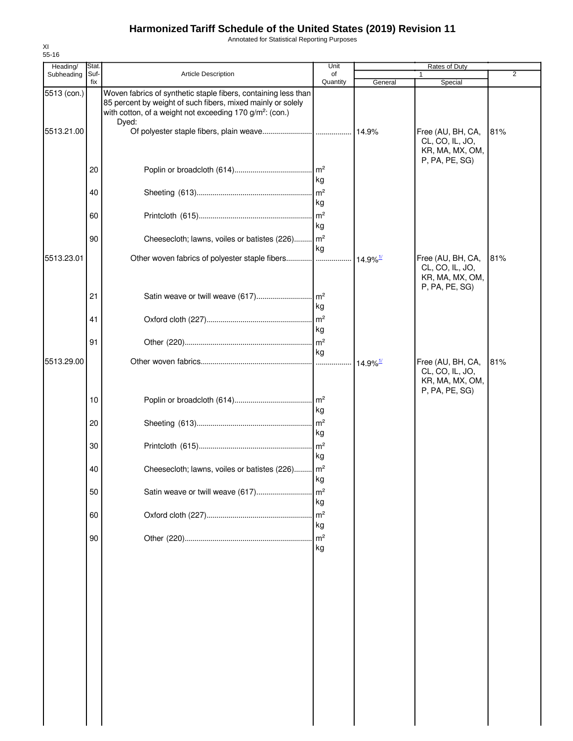# Harmonized Tariff Schedule of the United States (2019) Revision 11

Annotated for Statistical Reporting Purposes

XI
55-16

| Heading/ Subheading | Stat. Suf- fix | Article Description | Unit of Quantity | Rates of Duty 1 General | Rates of Duty 1 Special | Rates of Duty 2 |
|---|---|---|---|---|---|---|
| 5513 (con.) | | Woven fabrics of synthetic staple fibers, containing less than 85 percent by weight of such fibers, mixed mainly or solely with cotton, of a weight not exceeding 170 g/m²: (con.) | | | | |
| | | Dyed: | | | | |
| 5513.21.00 | | Of polyester staple fibers, plain weave | | 14.9% | Free (AU, BH, CA, CL, CO, IL, JO, KR, MA, MX, OM, P, PA, PE, SG) | 81% |
| | 20 | Poplin or broadcloth (614) | m² kg | | | |
| | 40 | Sheeting (613) | m² kg | | | |
| | 60 | Printcloth (615) | m² kg | | | |
| | 90 | Cheesecloth; lawns, voiles or batistes (226) | m² kg | | | |
| 5513.23.01 | | Other woven fabrics of polyester staple fibers | | 14.9%[1/] | Free (AU, BH, CA, CL, CO, IL, JO, KR, MA, MX, OM, P, PA, PE, SG) | 81% |
| | 21 | Satin weave or twill weave (617) | m² kg | | | |
| | 41 | Oxford cloth (227) | m² kg | | | |
| | 91 | Other (220) | m² kg | | | |
| 5513.29.00 | | Other woven fabrics | | 14.9%[1/] | Free (AU, BH, CA, CL, CO, IL, JO, KR, MA, MX, OM, P, PA, PE, SG) | 81% |
| | 10 | Poplin or broadcloth (614) | m² kg | | | |
| | 20 | Sheeting (613) | m² kg | | | |
| | 30 | Printcloth (615) | m² kg | | | |
| | 40 | Cheesecloth; lawns, voiles or batistes (226) | m² kg | | | |
| | 50 | Satin weave or twill weave (617) | m² kg | | | |
| | 60 | Oxford cloth (227) | m² kg | | | |
| | 90 | Other (220) | m² kg | | | |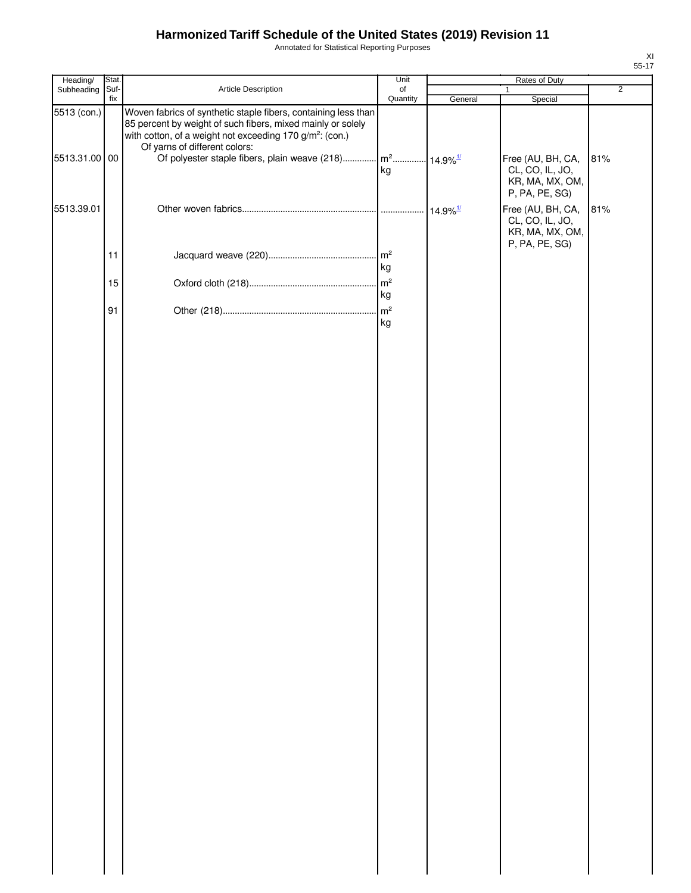# Harmonized Tariff Schedule of the United States (2019) Revision 11

Annotated for Statistical Reporting Purposes

| Heading/ Subheading | Stat. Suf- fix | Article Description | Unit of Quantity | Rates of Duty 1 General | Special | 2 |
|---|---|---|---|---|---|---|
| 5513 (con.) | | Woven fabrics of synthetic staple fibers, containing less than 85 percent by weight of such fibers, mixed mainly or solely with cotton, of a weight not exceeding 170 g/m²: (con.) | | | | |
| | | Of yarns of different colors: | | | | |
| 5513.31.00 | 00 | Of polyester staple fibers, plain weave (218) | m² kg | 14.9%[1/] | Free (AU, BH, CA, CL, CO, IL, JO, KR, MA, MX, OM, P, PA, PE, SG) | 81% |
| 5513.39.01 | | Other woven fabrics | | 14.9%[1/] | Free (AU, BH, CA, CL, CO, IL, JO, KR, MA, MX, OM, P, PA, PE, SG) | 81% |
| | 11 | Jacquard weave (220) | m² kg | | | |
| | 15 | Oxford cloth (218) | m² kg | | | |
| | 91 | Other (218) | m² kg | | | |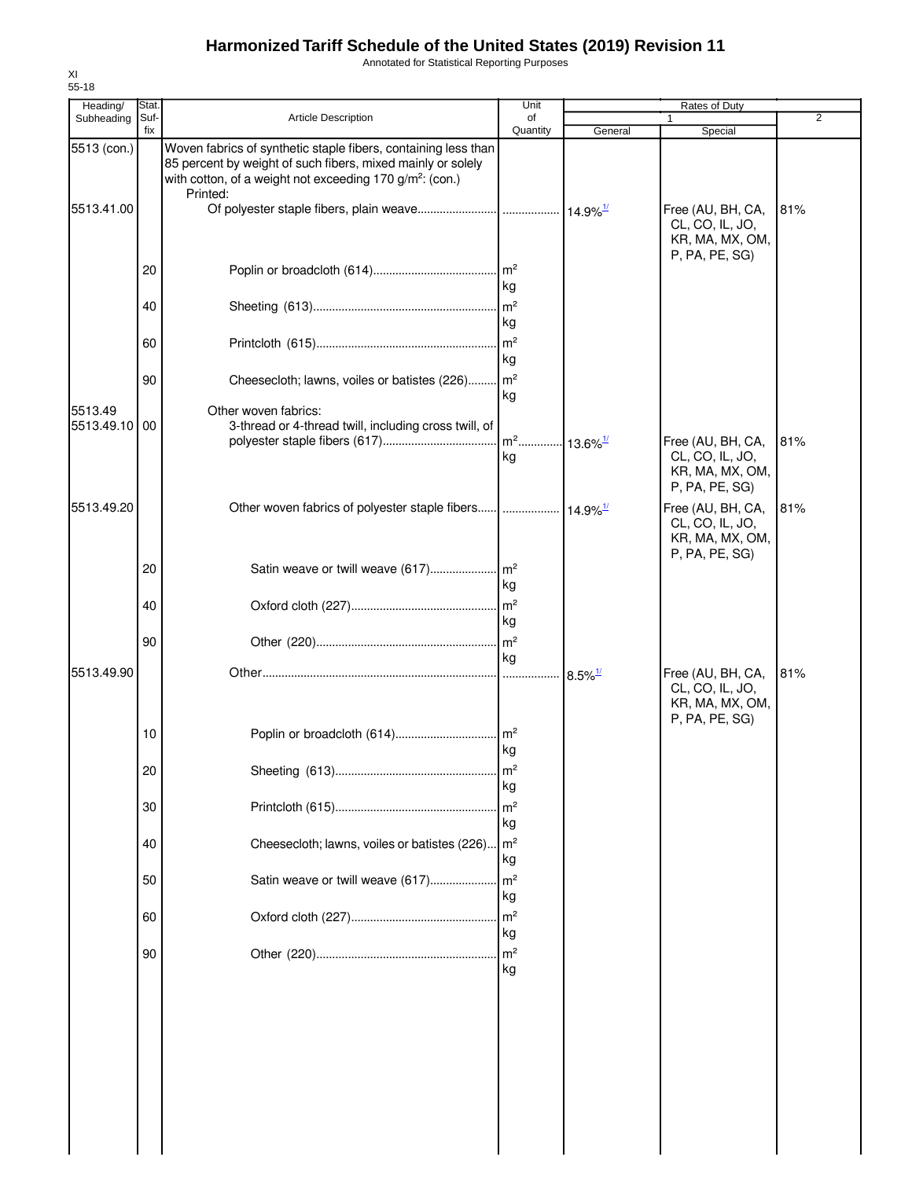# Harmonized Tariff Schedule of the United States (2019) Revision 11

Annotated for Statistical Reporting Purposes

XI
55-18

| Heading/ Subheading | Stat. Suf- fix | Article Description | Unit of Quantity | Rates of Duty 1 General | Rates of Duty 1 Special | Rates of Duty 2 |
|---|---|---|---|---|---|---|
| 5513 (con.) | | Woven fabrics of synthetic staple fibers, containing less than 85 percent by weight of such fibers, mixed mainly or solely with cotton, of a weight not exceeding 170 g/m²: (con.) | | | | |
| | | Printed: | | | | |
| 5513.41.00 | | Of polyester staple fibers, plain weave | | 14.9%[1/] | Free (AU, BH, CA, CL, CO, IL, JO, KR, MA, MX, OM, P, PA, PE, SG) | 81% |
| | 20 | Poplin or broadcloth (614) | m² kg | | | |
| | 40 | Sheeting (613) | m² kg | | | |
| | 60 | Printcloth (615) | m² kg | | | |
| | 90 | Cheesecloth; lawns, voiles or batistes (226) | m² kg | | | |
| 5513.49 | | Other woven fabrics: | | | | |
| 5513.49.10 | 00 | 3-thread or 4-thread twill, including cross twill, of polyester staple fibers (617) | m² kg | 13.6%[1/] | Free (AU, BH, CA, CL, CO, IL, JO, KR, MA, MX, OM, P, PA, PE, SG) | 81% |
| 5513.49.20 | | Other woven fabrics of polyester staple fibers | | 14.9%[1/] | Free (AU, BH, CA, CL, CO, IL, JO, KR, MA, MX, OM, P, PA, PE, SG) | 81% |
| | 20 | Satin weave or twill weave (617) | m² kg | | | |
| | 40 | Oxford cloth (227) | m² kg | | | |
| | 90 | Other (220) | m² kg | | | |
| 5513.49.90 | | Other | | 8.5%[1/] | Free (AU, BH, CA, CL, CO, IL, JO, KR, MA, MX, OM, P, PA, PE, SG) | 81% |
| | 10 | Poplin or broadcloth (614) | m² kg | | | |
| | 20 | Sheeting (613) | m² kg | | | |
| | 30 | Printcloth (615) | m² kg | | | |
| | 40 | Cheesecloth; lawns, voiles or batistes (226) | m² kg | | | |
| | 50 | Satin weave or twill weave (617) | m² kg | | | |
| | 60 | Oxford cloth (227) | m² kg | | | |
| | 90 | Other (220) | m² kg | | | |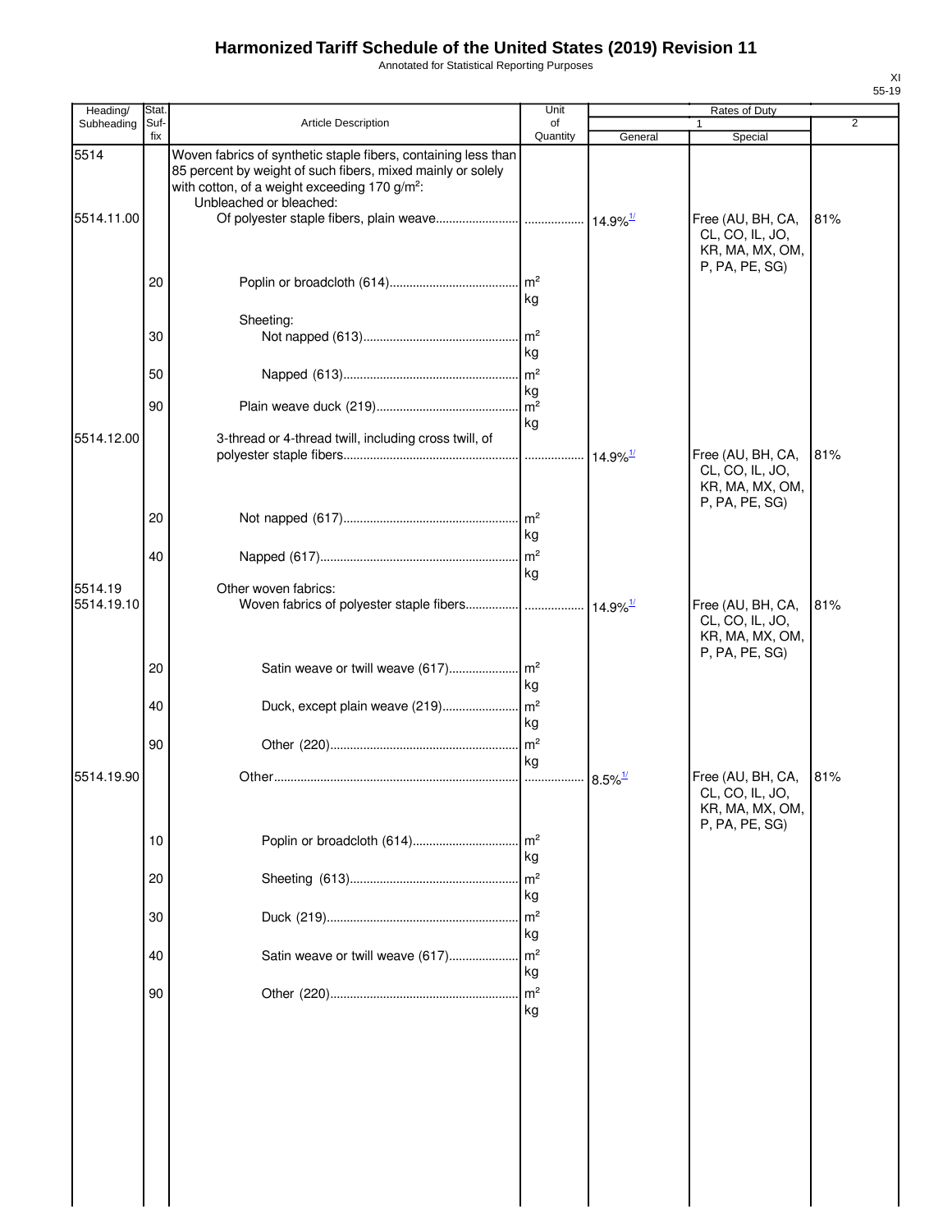# Harmonized Tariff Schedule of the United States (2019) Revision 11

Annotated for Statistical Reporting Purposes

| Heading/ Subheading | Stat. Suf- fix | Article Description | Unit of Quantity | Rates of Duty | | |
|---|---|---|---|---|---|---|
| | | | | 1 | | 2 |
| | | | | General | Special | |
| 5514 | | Woven fabrics of synthetic staple fibers, containing less than 85 percent by weight of such fibers, mixed mainly or solely with cotton, of a weight exceeding 170 g/m$^2$: | | | | |
| | | Unbleached or bleached: | | | | |
| 5514.11.00 | | Of polyester staple fibers, plain weave | | 14.9%[1/] | Free (AU, BH, CA, CL, CO, IL, JO, KR, MA, MX, OM, P, PA, PE, SG) | 81% |
| | 20 | Poplin or broadcloth (614) | m$^2$ kg | | | |
| | | Sheeting: | | | | |
| | 30 | Not napped (613) | m$^2$ kg | | | |
| | 50 | Napped (613) | m$^2$ kg | | | |
| | 90 | Plain weave duck (219) | m$^2$ kg | | | |
| 5514.12.00 | | 3-thread or 4-thread twill, including cross twill, of polyester staple fibers | | 14.9%[1/] | Free (AU, BH, CA, CL, CO, IL, JO, KR, MA, MX, OM, P, PA, PE, SG) | 81% |
| | 20 | Not napped (617) | m$^2$ kg | | | |
| | 40 | Napped (617) | m$^2$ kg | | | |
| 5514.19 | | Other woven fabrics: | | | | |
| 5514.19.10 | | Woven fabrics of polyester staple fibers | | 14.9%[1/] | Free (AU, BH, CA, CL, CO, IL, JO, KR, MA, MX, OM, P, PA, PE, SG) | 81% |
| | 20 | Satin weave or twill weave (617) | m$^2$ kg | | | |
| | 40 | Duck, except plain weave (219) | m$^2$ kg | | | |
| | 90 | Other (220) | m$^2$ kg | | | |
| 5514.19.90 | | Other | | 8.5%[1/] | Free (AU, BH, CA, CL, CO, IL, JO, KR, MA, MX, OM, P, PA, PE, SG) | 81% |
| | 10 | Poplin or broadcloth (614) | m$^2$ kg | | | |
| | 20 | Sheeting (613) | m$^2$ kg | | | |
| | 30 | Duck (219) | m$^2$ kg | | | |
| | 40 | Satin weave or twill weave (617) | m$^2$ kg | | | |
| | 90 | Other (220) | m$^2$ kg | | | |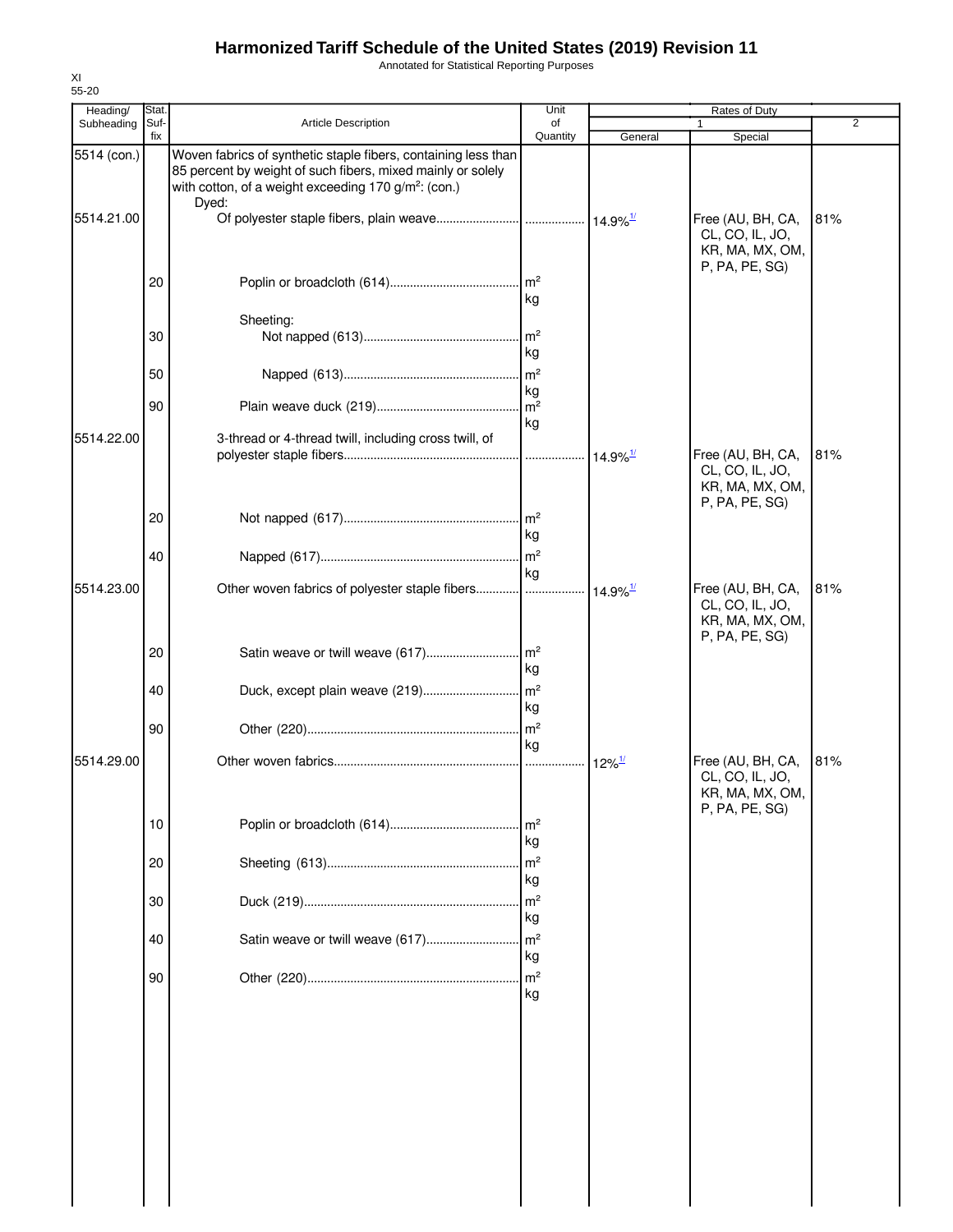# Harmonized Tariff Schedule of the United States (2019) Revision 11

Annotated for Statistical Reporting Purposes

XI
55-20

| Heading/ Subheading | Stat. Suf- fix | Article Description | Unit of Quantity | Rates of Duty 1 General | Rates of Duty 1 Special | Rates of Duty 2 |
|---|---|---|---|---|---|---|
| 5514 (con.) | | Woven fabrics of synthetic staple fibers, containing less than 85 percent by weight of such fibers, mixed mainly or solely with cotton, of a weight exceeding 170 g/m$^2$: (con.) | | | | |
| | | Dyed: | | | | |
| 5514.21.00 | | Of polyester staple fibers, plain weave | | 14.9%[1/] | Free (AU, BH, CA, CL, CO, IL, JO, KR, MA, MX, OM, P, PA, PE, SG) | 81% |
| | 20 | Poplin or broadcloth (614) | m$^2$ kg | | | |
| | | Sheeting: | | | | |
| | 30 | Not napped (613) | m$^2$ kg | | | |
| | 50 | Napped (613) | m$^2$ kg | | | |
| | 90 | Plain weave duck (219) | m$^2$ kg | | | |
| 5514.22.00 | | 3-thread or 4-thread twill, including cross twill, of polyester staple fibers | | 14.9%[1/] | Free (AU, BH, CA, CL, CO, IL, JO, KR, MA, MX, OM, P, PA, PE, SG) | 81% |
| | 20 | Not napped (617) | m$^2$ kg | | | |
| | 40 | Napped (617) | m$^2$ kg | | | |
| 5514.23.00 | | Other woven fabrics of polyester staple fibers | | 14.9%[1/] | Free (AU, BH, CA, CL, CO, IL, JO, KR, MA, MX, OM, P, PA, PE, SG) | 81% |
| | 20 | Satin weave or twill weave (617) | m$^2$ kg | | | |
| | 40 | Duck, except plain weave (219) | m$^2$ kg | | | |
| | 90 | Other (220) | m$^2$ kg | | | |
| 5514.29.00 | | Other woven fabrics | | 12%[1/] | Free (AU, BH, CA, CL, CO, IL, JO, KR, MA, MX, OM, P, PA, PE, SG) | 81% |
| | 10 | Poplin or broadcloth (614) | m$^2$ kg | | | |
| | 20 | Sheeting (613) | m$^2$ kg | | | |
| | 30 | Duck (219) | m$^2$ kg | | | |
| | 40 | Satin weave or twill weave (617) | m$^2$ kg | | | |
| | 90 | Other (220) | m$^2$ kg | | | |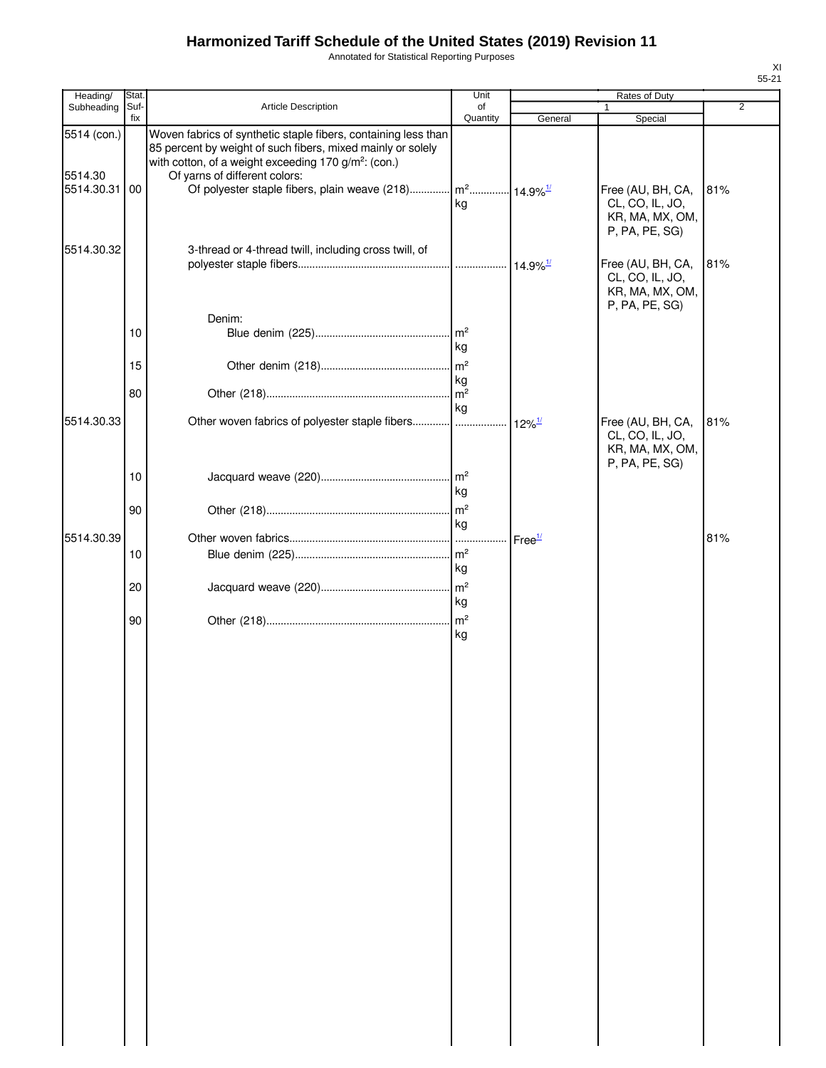# Harmonized Tariff Schedule of the United States (2019) Revision 11

Annotated for Statistical Reporting Purposes

XI
55-21

| Heading/ Subheading | Stat. Suf- fix | Article Description | Unit of Quantity | Rates of Duty 1 General | Rates of Duty 1 Special | Rates of Duty 2 |
|---|---|---|---|---|---|---|
| 5514 (con.) | | Woven fabrics of synthetic staple fibers, containing less than 85 percent by weight of such fibers, mixed mainly or solely with cotton, of a weight exceeding 170 g/m²: (con.) | | | | |
| 5514.30 | | Of yarns of different colors: | | | | |
| 5514.30.31 | 00 | Of polyester staple fibers, plain weave (218) | m² kg | 14.9%1/ | Free (AU, BH, CA, CL, CO, IL, JO, KR, MA, MX, OM, P, PA, PE, SG) | 81% |
| 5514.30.32 | | 3-thread or 4-thread twill, including cross twill, of polyester staple fibers | | 14.9%1/ | Free (AU, BH, CA, CL, CO, IL, JO, KR, MA, MX, OM, P, PA, PE, SG) | 81% |
| | | Denim: | | | | |
| | 10 | Blue denim (225) | m² kg | | | |
| | 15 | Other denim (218) | m² kg | | | |
| | 80 | Other (218) | m² kg | | | |
| 5514.30.33 | | Other woven fabrics of polyester staple fibers | | 12%1/ | Free (AU, BH, CA, CL, CO, IL, JO, KR, MA, MX, OM, P, PA, PE, SG) | 81% |
| | 10 | Jacquard weave (220) | m² kg | | | |
| | 90 | Other (218) | m² kg | | | |
| 5514.30.39 | | Other woven fabrics | | Free1/ | | 81% |
| | 10 | Blue denim (225) | m² kg | | | |
| | 20 | Jacquard weave (220) | m² kg | | | |
| | 90 | Other (218) | m² kg | | | |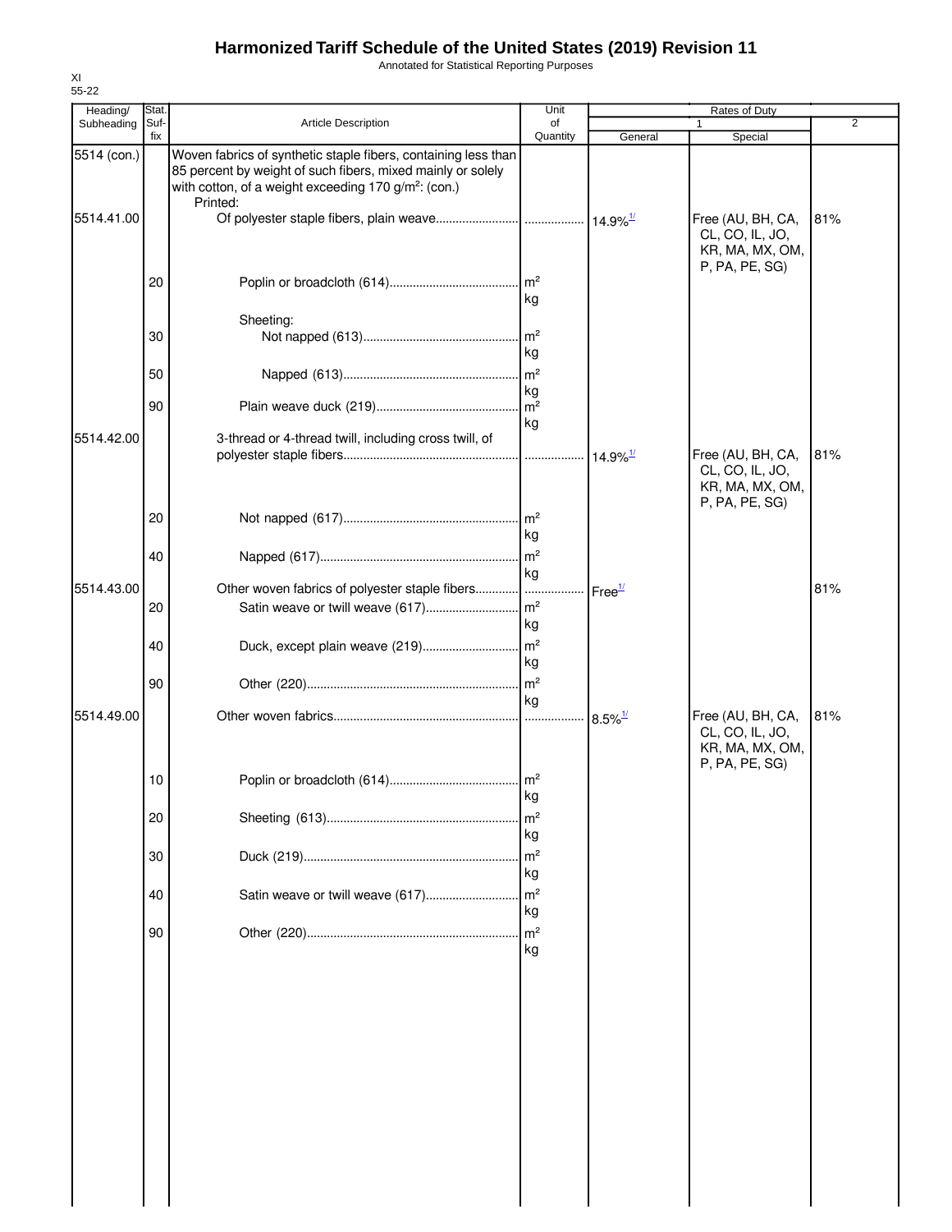# Harmonized Tariff Schedule of the United States (2019) Revision 11

Annotated for Statistical Reporting Purposes

XI
55-22

| Heading/ Subheading | Stat. Suf-fix | Article Description | Unit of Quantity | Rates of Duty 1 General | Special | 2 |
|---|---|---|---|---|---|---|
| 5514 (con.) | | Woven fabrics of synthetic staple fibers, containing less than 85 percent by weight of such fibers, mixed mainly or solely with cotton, of a weight exceeding 170 g/m²: (con.) | | | | |
| | | Printed: | | | | |
| 5514.41.00 | | Of polyester staple fibers, plain weave | | 14.9%[1/] | Free (AU, BH, CA, CL, CO, IL, JO, KR, MA, MX, OM, P, PA, PE, SG) | 81% |
| | 20 | Poplin or broadcloth (614) | m² kg | | | |
| | | Sheeting: | | | | |
| | 30 | Not napped (613) | m² kg | | | |
| | 50 | Napped (613) | m² kg | | | |
| | 90 | Plain weave duck (219) | m² kg | | | |
| 5514.42.00 | | 3-thread or 4-thread twill, including cross twill, of polyester staple fibers | | 14.9%[1/] | Free (AU, BH, CA, CL, CO, IL, JO, KR, MA, MX, OM, P, PA, PE, SG) | 81% |
| | 20 | Not napped (617) | m² kg | | | |
| | 40 | Napped (617) | m² kg | | | |
| 5514.43.00 | | Other woven fabrics of polyester staple fibers | | Free[1/] | | 81% |
| | 20 | Satin weave or twill weave (617) | m² kg | | | |
| | 40 | Duck, except plain weave (219) | m² kg | | | |
| | 90 | Other (220) | m² kg | | | |
| 5514.49.00 | | Other woven fabrics | | 8.5%[1/] | Free (AU, BH, CA, CL, CO, IL, JO, KR, MA, MX, OM, P, PA, PE, SG) | 81% |
| | 10 | Poplin or broadcloth (614) | m² kg | | | |
| | 20 | Sheeting (613) | m² kg | | | |
| | 30 | Duck (219) | m² kg | | | |
| | 40 | Satin weave or twill weave (617) | m² kg | | | |
| | 90 | Other (220) | m² kg | | | |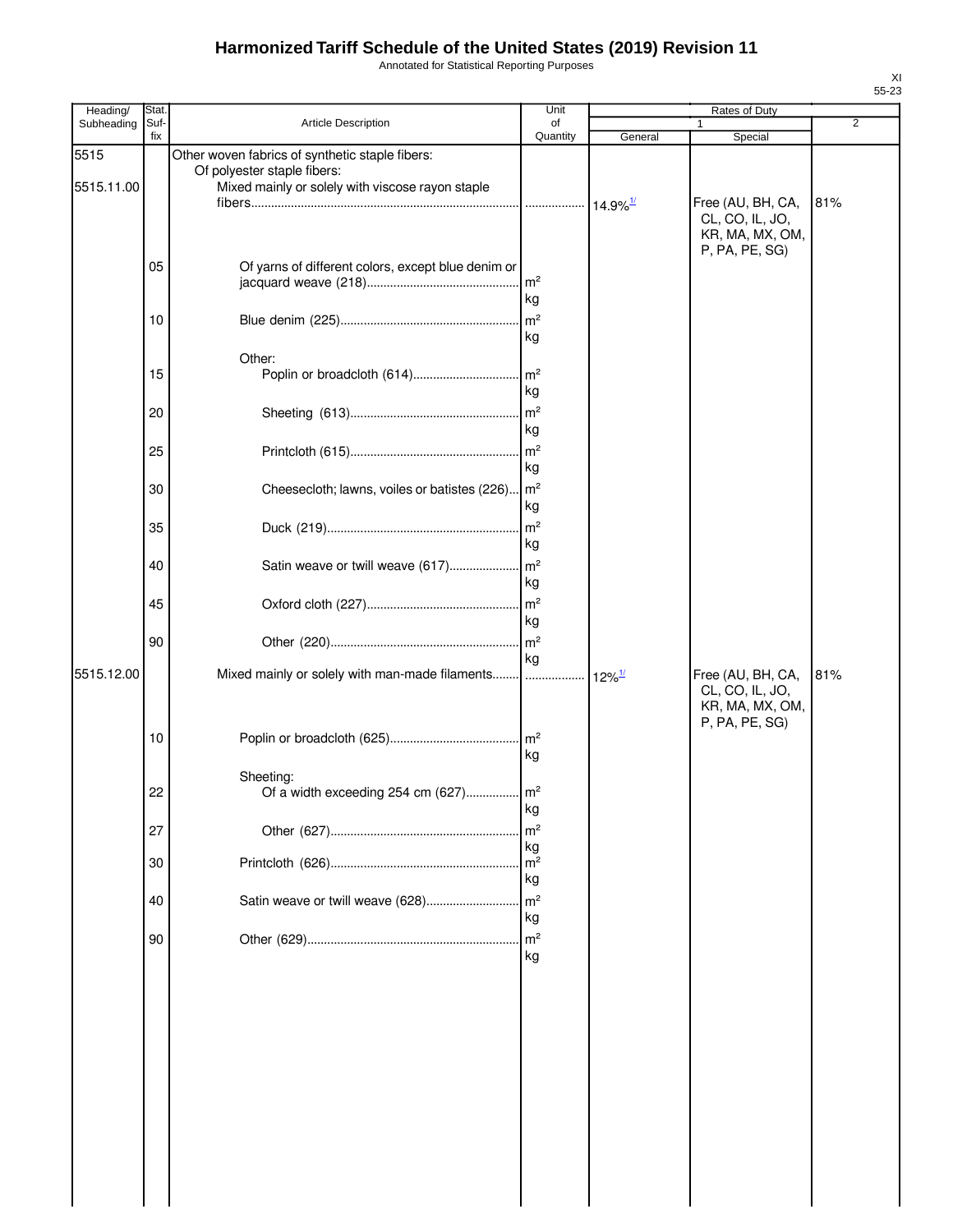# Harmonized Tariff Schedule of the United States (2019) Revision 11

Annotated for Statistical Reporting Purposes

XI
55-23

| Heading/ Subheading | Stat. Suf- fix | Article Description | Unit of Quantity | Rates of Duty 1 General | Rates of Duty 1 Special | Rates of Duty 2 |
|---|---|---|---|---|---|---|
| 5515 | | Other woven fabrics of synthetic staple fibers: | | | | |
| | | Of polyester staple fibers: | | | | |
| 5515.11.00 | | Mixed mainly or solely with viscose rayon staple fibers | | 14.9%[1/] | Free (AU, BH, CA, CL, CO, IL, JO, KR, MA, MX, OM, P, PA, PE, SG) | 81% |
| | 05 | Of yarns of different colors, except blue denim or jacquard weave (218) | m² kg | | | |
| | 10 | Blue denim (225) | m² kg | | | |
| | | Other: | | | | |
| | 15 | Poplin or broadcloth (614) | m² kg | | | |
| | 20 | Sheeting (613) | m² kg | | | |
| | 25 | Printcloth (615) | m² kg | | | |
| | 30 | Cheesecloth; lawns, voiles or batistes (226) | m² kg | | | |
| | 35 | Duck (219) | m² kg | | | |
| | 40 | Satin weave or twill weave (617) | m² kg | | | |
| | 45 | Oxford cloth (227) | m² kg | | | |
| | 90 | Other (220) | m² kg | | | |
| 5515.12.00 | | Mixed mainly or solely with man-made filaments | | 12%[1/] | Free (AU, BH, CA, CL, CO, IL, JO, KR, MA, MX, OM, P, PA, PE, SG) | 81% |
| | 10 | Poplin or broadcloth (625) | m² kg | | | |
| | | Sheeting: | | | | |
| | 22 | Of a width exceeding 254 cm (627) | m² kg | | | |
| | 27 | Other (627) | m² kg | | | |
| | 30 | Printcloth (626) | m² kg | | | |
| | 40 | Satin weave or twill weave (628) | m² kg | | | |
| | 90 | Other (629) | m² kg | | | |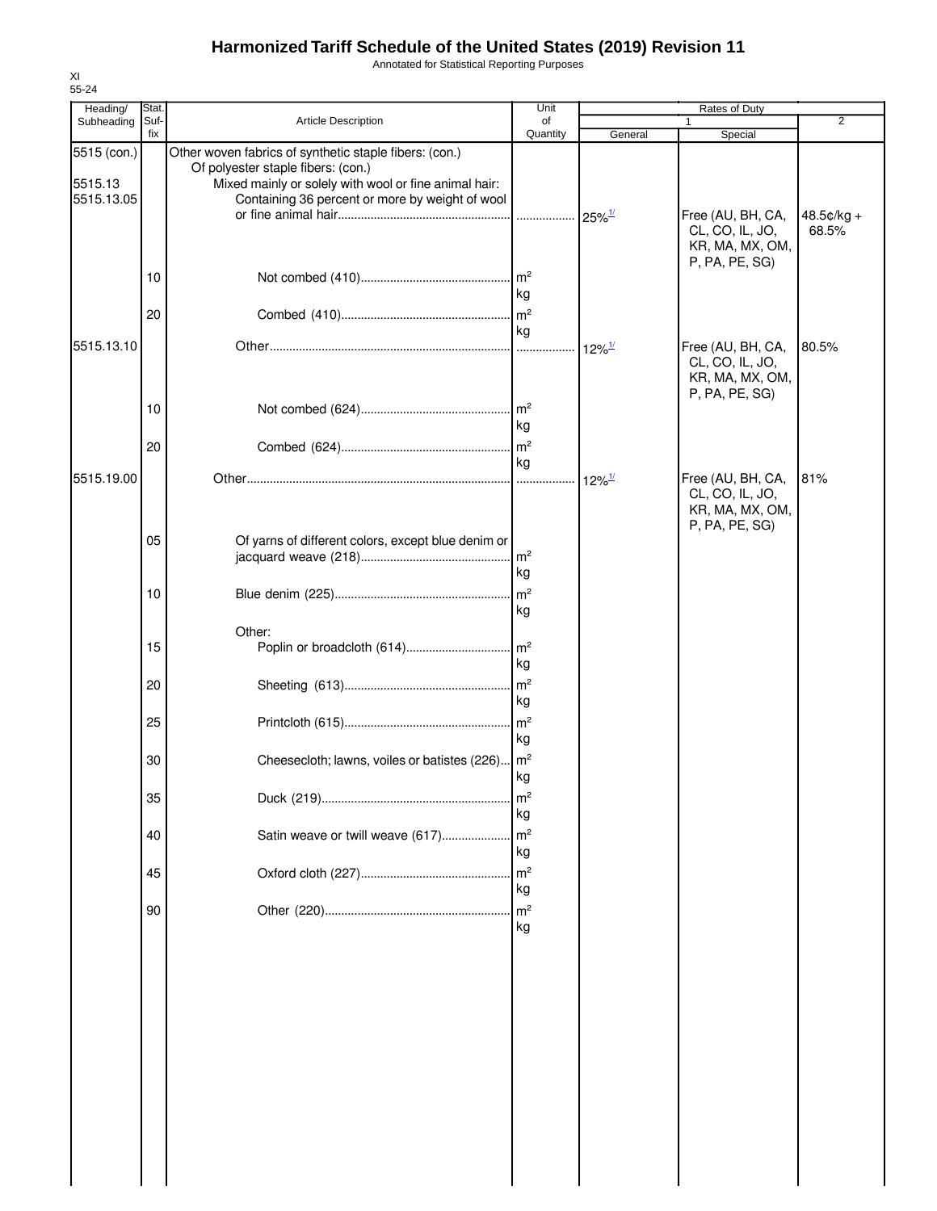# Harmonized Tariff Schedule of the United States (2019) Revision 11

Annotated for Statistical Reporting Purposes

XI
55-24

| Heading/ Subheading | Stat. Suf- fix | Article Description | Unit of Quantity | Rates of Duty 1 General | Rates of Duty 1 Special | Rates of Duty 2 |
|---|---|---|---|---|---|---|
| 5515 (con.) | | Other woven fabrics of synthetic staple fibers: (con.) | | | | |
| | | Of polyester staple fibers: (con.) | | | | |
| 5515.13 | | Mixed mainly or solely with wool or fine animal hair: | | | | |
| 5515.13.05 | | Containing 36 percent or more by weight of wool or fine animal hair | | 25%[1/] | Free (AU, BH, CA, CL, CO, IL, JO, KR, MA, MX, OM, P, PA, PE, SG) | 48.5¢/kg + 68.5% |
| | 10 | Not combed (410) | m² kg | | | |
| | 20 | Combed (410) | m² kg | | | |
| 5515.13.10 | | Other | | 12%[1/] | Free (AU, BH, CA, CL, CO, IL, JO, KR, MA, MX, OM, P, PA, PE, SG) | 80.5% |
| | 10 | Not combed (624) | m² kg | | | |
| | 20 | Combed (624) | m² kg | | | |
| 5515.19.00 | | Other | | 12%[1/] | Free (AU, BH, CA, CL, CO, IL, JO, KR, MA, MX, OM, P, PA, PE, SG) | 81% |
| | 05 | Of yarns of different colors, except blue denim or jacquard weave (218) | m² kg | | | |
| | 10 | Blue denim (225) | m² kg | | | |
| | | Other: | | | | |
| | 15 | Poplin or broadcloth (614) | m² kg | | | |
| | 20 | Sheeting (613) | m² kg | | | |
| | 25 | Printcloth (615) | m² kg | | | |
| | 30 | Cheesecloth; lawns, voiles or batistes (226) | m² kg | | | |
| | 35 | Duck (219) | m² kg | | | |
| | 40 | Satin weave or twill weave (617) | m² kg | | | |
| | 45 | Oxford cloth (227) | m² kg | | | |
| | 90 | Other (220) | m² kg | | | |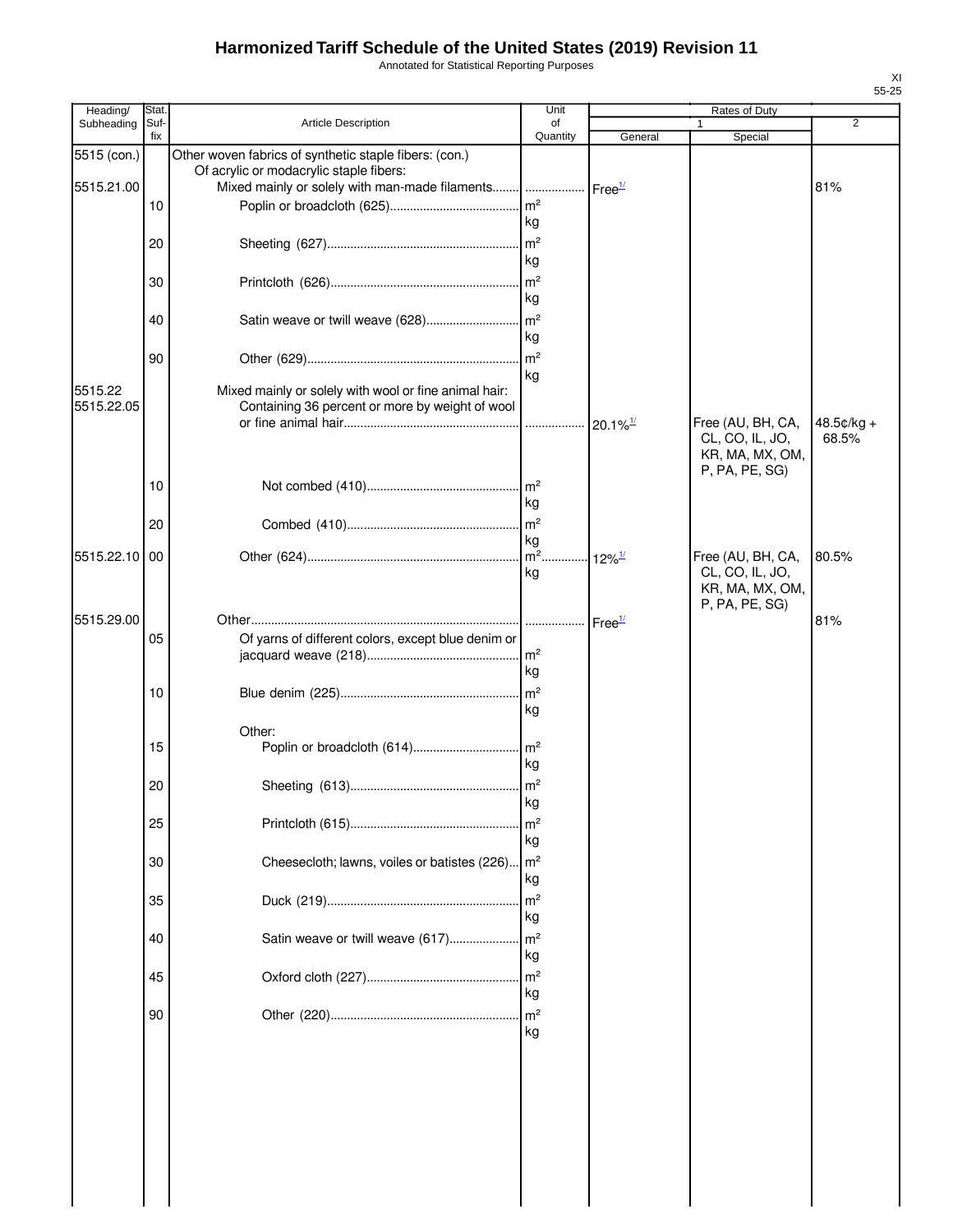# Harmonized Tariff Schedule of the United States (2019) Revision 11

Annotated for Statistical Reporting Purposes

| Heading/ Subheading | Stat. Suf- fix | Article Description | Unit of Quantity | Rates of Duty 1 General | Special | 2 |
|---|---|---|---|---|---|---|
| 5515 (con.) | | Other woven fabrics of synthetic staple fibers: (con.) | | | | |
| | | Of acrylic or modacrylic staple fibers: | | | | |
| 5515.21.00 | | Mixed mainly or solely with man-made filaments | | Free[1/] | | 81% |
| | 10 | Poplin or broadcloth (625) | m² kg | | | |
| | 20 | Sheeting (627) | m² kg | | | |
| | 30 | Printcloth (626) | m² kg | | | |
| | 40 | Satin weave or twill weave (628) | m² kg | | | |
| | 90 | Other (629) | m² kg | | | |
| 5515.22 | | Mixed mainly or solely with wool or fine animal hair: | | | | |
| 5515.22.05 | | Containing 36 percent or more by weight of wool or fine animal hair | | 20.1%[1/] | Free (AU, BH, CA, CL, CO, IL, JO, KR, MA, MX, OM, P, PA, PE, SG) | 48.5¢/kg + 68.5% |
| | 10 | Not combed (410) | m² kg | | | |
| | 20 | Combed (410) | m² kg | | | |
| 5515.22.10 | 00 | Other (624) | m² kg | 12%[1/] | Free (AU, BH, CA, CL, CO, IL, JO, KR, MA, MX, OM, P, PA, PE, SG) | 80.5% |
| 5515.29.00 | | Other | | Free[1/] | | 81% |
| | 05 | Of yarns of different colors, except blue denim or jacquard weave (218) | m² kg | | | |
| | 10 | Blue denim (225) | m² kg | | | |
| | | Other: | | | | |
| | 15 | Poplin or broadcloth (614) | m² kg | | | |
| | 20 | Sheeting (613) | m² kg | | | |
| | 25 | Printcloth (615) | m² kg | | | |
| | 30 | Cheesecloth; lawns, voiles or batistes (226) | m² kg | | | |
| | 35 | Duck (219) | m² kg | | | |
| | 40 | Satin weave or twill weave (617) | m² kg | | | |
| | 45 | Oxford cloth (227) | m² kg | | | |
| | 90 | Other (220) | m² kg | | | |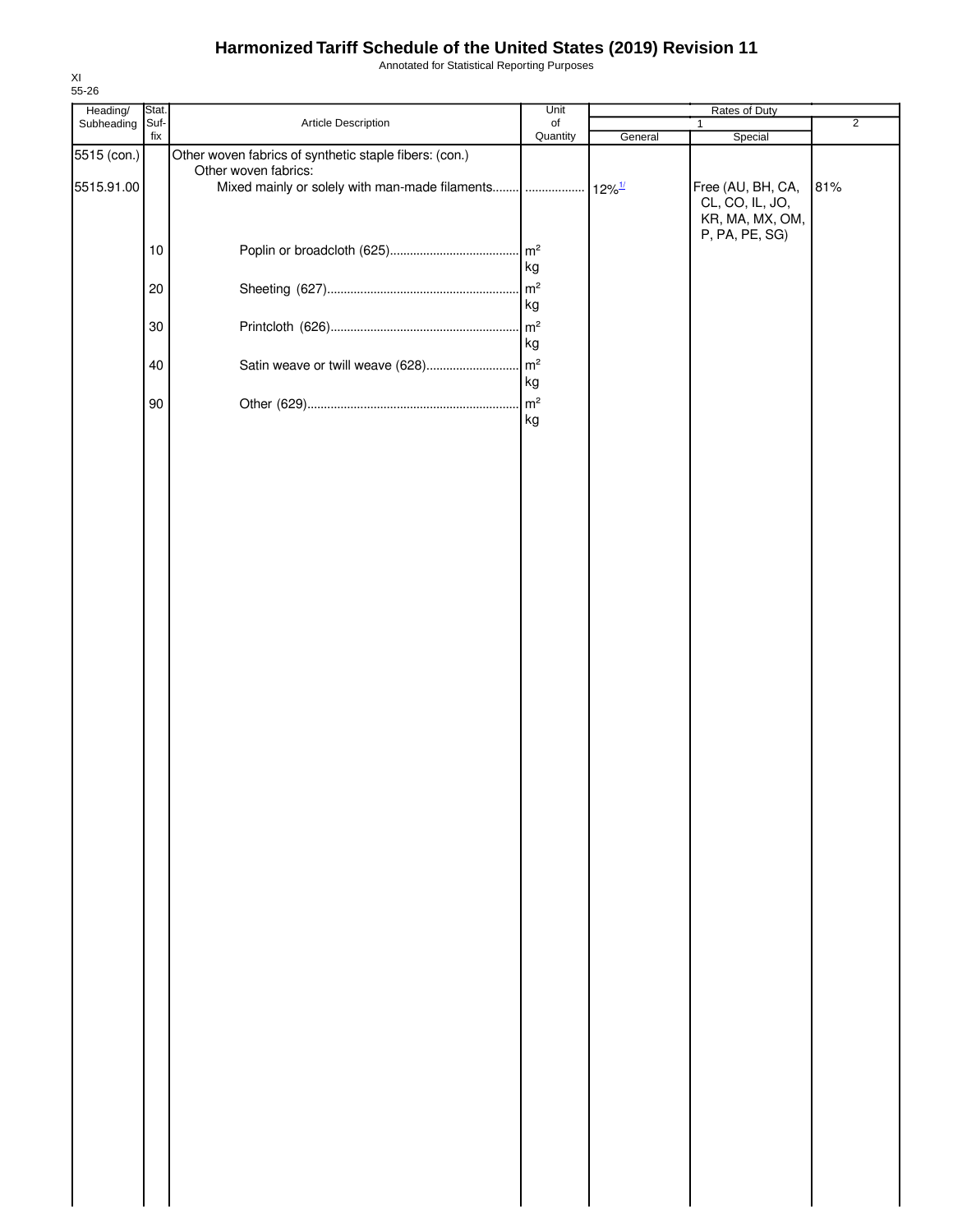# Harmonized Tariff Schedule of the United States (2019) Revision 11

Annotated for Statistical Reporting Purposes

XI
55-26

| Heading/ Subheading | Stat. Suf- fix | Article Description | Unit of Quantity | Rates of Duty | | |
|---|---|---|---|---|---|---|
| | | | | 1 | | 2 |
| | | | | General | Special | |
| 5515 (con.) | | Other woven fabrics of synthetic staple fibers: (con.) | | | | |
| | | Other woven fabrics: | | | | |
| 5515.91.00 | | Mixed mainly or solely with man-made filaments | | 12%[1/] | Free (AU, BH, CA, CL, CO, IL, JO, KR, MA, MX, OM, P, PA, PE, SG) | 81% |
| | 10 | Poplin or broadcloth (625) | m²<br>kg | | | |
| | 20 | Sheeting (627) | m²<br>kg | | | |
| | 30 | Printcloth (626) | m²<br>kg | | | |
| | 40 | Satin weave or twill weave (628) | m²<br>kg | | | |
| | 90 | Other (629) | m²<br>kg | | | |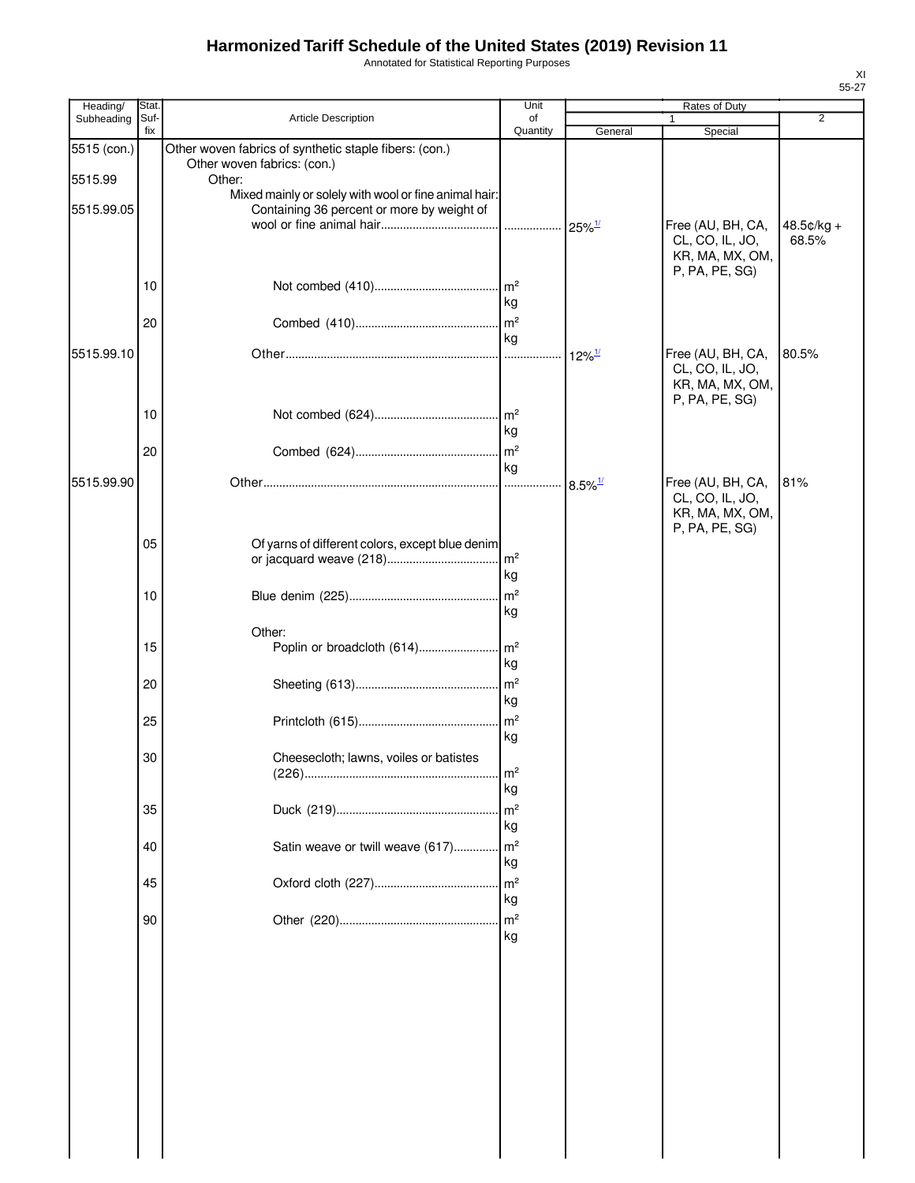# Harmonized Tariff Schedule of the United States (2019) Revision 11

Annotated for Statistical Reporting Purposes

XI
55-27

| Heading/ Subheading | Stat. Suf- fix | Article Description | Unit of Quantity | Rates of Duty 1 General | Rates of Duty 1 Special | Rates of Duty 2 |
|---|---|---|---|---|---|---|
| 5515 (con.) | | Other woven fabrics of synthetic staple fibers: (con.) | | | | |
| | | Other woven fabrics: (con.) | | | | |
| 5515.99 | | Other: | | | | |
| | | Mixed mainly or solely with wool or fine animal hair: | | | | |
| 5515.99.05 | | Containing 36 percent or more by weight of wool or fine animal hair | | 25%1/ | Free (AU, BH, CA, CL, CO, IL, JO, KR, MA, MX, OM, P, PA, PE, SG) | 48.5¢/kg + 68.5% |
| | 10 | Not combed (410) | m² kg | | | |
| | 20 | Combed (410) | m² kg | | | |
| 5515.99.10 | | Other | | 12%1/ | Free (AU, BH, CA, CL, CO, IL, JO, KR, MA, MX, OM, P, PA, PE, SG) | 80.5% |
| | 10 | Not combed (624) | m² kg | | | |
| | 20 | Combed (624) | m² kg | | | |
| 5515.99.90 | | Other | | 8.5%1/ | Free (AU, BH, CA, CL, CO, IL, JO, KR, MA, MX, OM, P, PA, PE, SG) | 81% |
| | 05 | Of yarns of different colors, except blue denim or jacquard weave (218) | m² kg | | | |
| | 10 | Blue denim (225) | m² kg | | | |
| | | Other: | | | | |
| | 15 | Poplin or broadcloth (614) | m² kg | | | |
| | 20 | Sheeting (613) | m² kg | | | |
| | 25 | Printcloth (615) | m² kg | | | |
| | 30 | Cheesecloth; lawns, voiles or batistes (226) | m² kg | | | |
| | 35 | Duck (219) | m² kg | | | |
| | 40 | Satin weave or twill weave (617) | m² kg | | | |
| | 45 | Oxford cloth (227) | m² kg | | | |
| | 90 | Other (220) | m² kg | | | |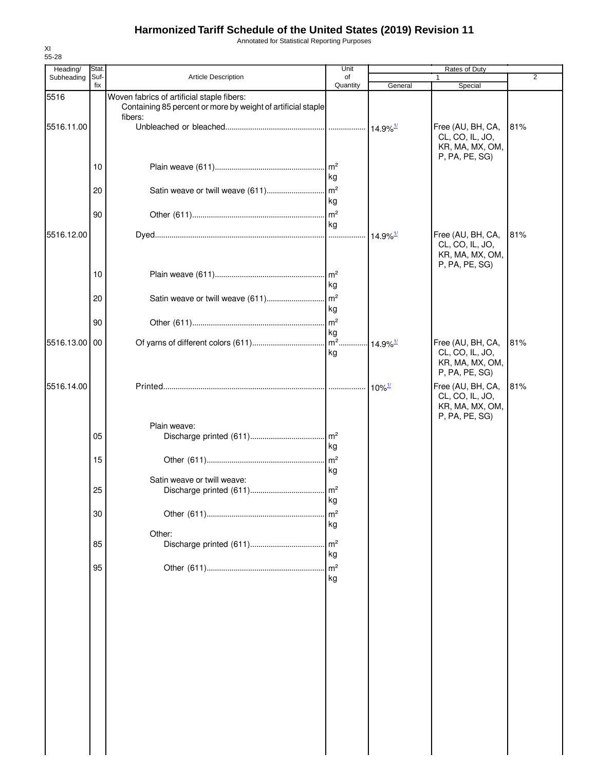# Harmonized Tariff Schedule of the United States (2019) Revision 11

Annotated for Statistical Reporting Purposes

XI
55-28

| Heading/ Subheading | Stat. Suf- fix | Article Description | Unit of Quantity | Rates of Duty 1 General | Special | 2 |
|---|---|---|---|---|---|---|
| 5516 | | Woven fabrics of artificial staple fibers: | | | | |
| | | Containing 85 percent or more by weight of artificial staple fibers: | | | | |
| 5516.11.00 | | Unbleached or bleached | | 14.9%[1/] | Free (AU, BH, CA, CL, CO, IL, JO, KR, MA, MX, OM, P, PA, PE, SG) | 81% |
| | 10 | Plain weave (611) | m² kg | | | |
| | 20 | Satin weave or twill weave (611) | m² kg | | | |
| | 90 | Other (611) | m² kg | | | |
| 5516.12.00 | | Dyed | | 14.9%[1/] | Free (AU, BH, CA, CL, CO, IL, JO, KR, MA, MX, OM, P, PA, PE, SG) | 81% |
| | 10 | Plain weave (611) | m² kg | | | |
| | 20 | Satin weave or twill weave (611) | m² kg | | | |
| | 90 | Other (611) | m² kg | | | |
| 5516.13.00 | 00 | Of yarns of different colors (611) | m² kg | 14.9%[1/] | Free (AU, BH, CA, CL, CO, IL, JO, KR, MA, MX, OM, P, PA, PE, SG) | 81% |
| 5516.14.00 | | Printed | | 10%[1/] | Free (AU, BH, CA, CL, CO, IL, JO, KR, MA, MX, OM, P, PA, PE, SG) | 81% |
| | | Plain weave: | | | | |
| | 05 | Discharge printed (611) | m² kg | | | |
| | 15 | Other (611) | m² kg | | | |
| | | Satin weave or twill weave: | | | | |
| | 25 | Discharge printed (611) | m² kg | | | |
| | 30 | Other (611) | m² kg | | | |
| | | Other: | | | | |
| | 85 | Discharge printed (611) | m² kg | | | |
| | 95 | Other (611) | m² kg | | | |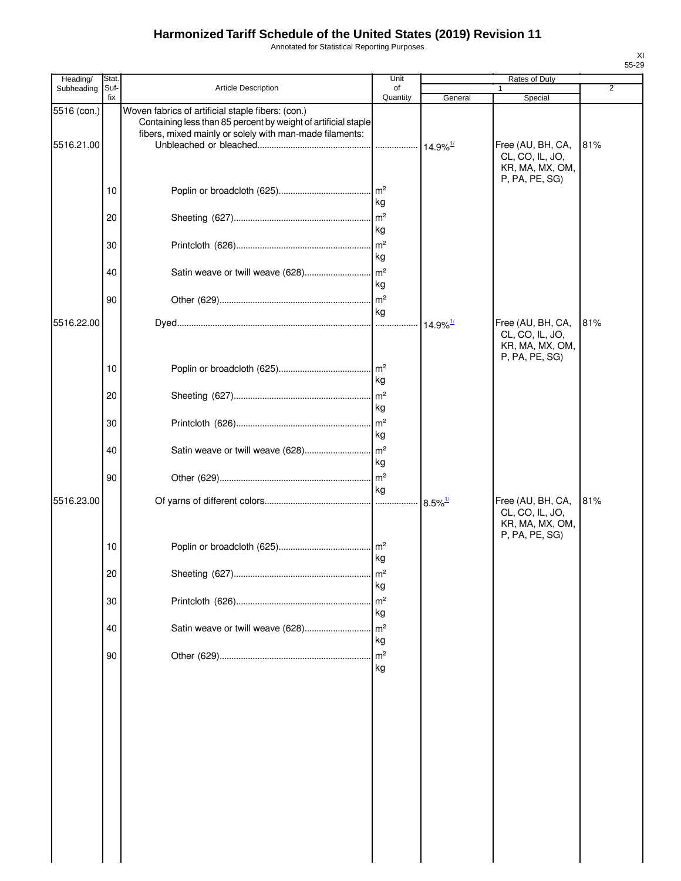# Harmonized Tariff Schedule of the United States (2019) Revision 11

Annotated for Statistical Reporting Purposes

XI
55-29

| Heading/ Subheading | Stat. Suf- fix | Article Description | Unit of Quantity | Rates of Duty 1 General | Special | 2 |
|---|---|---|---|---|---|---|
| 5516 (con.) | | Woven fabrics of artificial staple fibers: (con.) | | | | |
| | | Containing less than 85 percent by weight of artificial staple fibers, mixed mainly or solely with man-made filaments: | | | | |
| 5516.21.00 | | Unbleached or bleached | | 14.9%[1/] | Free (AU, BH, CA, CL, CO, IL, JO, KR, MA, MX, OM, P, PA, PE, SG) | 81% |
| | 10 | Poplin or broadcloth (625) | m² kg | | | |
| | 20 | Sheeting (627) | m² kg | | | |
| | 30 | Printcloth (626) | m² kg | | | |
| | 40 | Satin weave or twill weave (628) | m² kg | | | |
| | 90 | Other (629) | m² kg | | | |
| 5516.22.00 | | Dyed | | 14.9%[1/] | Free (AU, BH, CA, CL, CO, IL, JO, KR, MA, MX, OM, P, PA, PE, SG) | 81% |
| | 10 | Poplin or broadcloth (625) | m² kg | | | |
| | 20 | Sheeting (627) | m² kg | | | |
| | 30 | Printcloth (626) | m² kg | | | |
| | 40 | Satin weave or twill weave (628) | m² kg | | | |
| | 90 | Other (629) | m² kg | | | |
| 5516.23.00 | | Of yarns of different colors | | 8.5%[1/] | Free (AU, BH, CA, CL, CO, IL, JO, KR, MA, MX, OM, P, PA, PE, SG) | 81% |
| | 10 | Poplin or broadcloth (625) | m² kg | | | |
| | 20 | Sheeting (627) | m² kg | | | |
| | 30 | Printcloth (626) | m² kg | | | |
| | 40 | Satin weave or twill weave (628) | m² kg | | | |
| | 90 | Other (629) | m² kg | | | |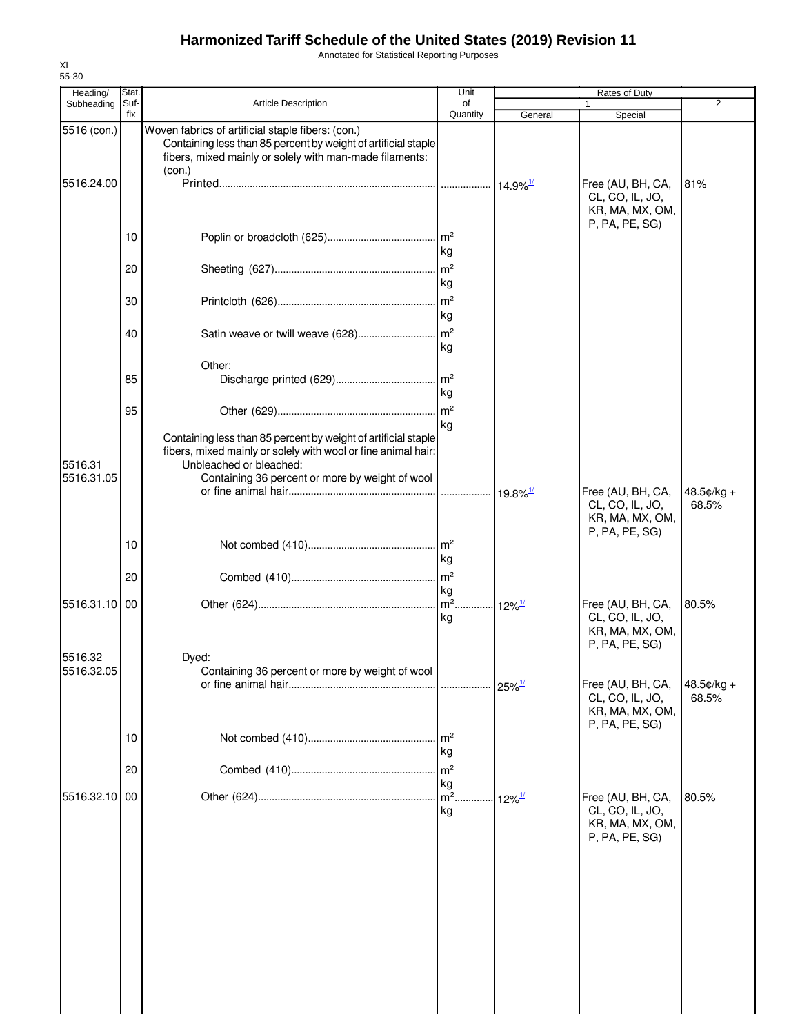# Harmonized Tariff Schedule of the United States (2019) Revision 11

Annotated for Statistical Reporting Purposes

XI
55-30

| Heading/ Subheading | Stat. Suf- fix | Article Description | Unit of Quantity | Rates of Duty 1 General | Special | 2 |
|---|---|---|---|---|---|---|
| 5516 (con.) | | Woven fabrics of artificial staple fibers: (con.) | | | | |
| | | Containing less than 85 percent by weight of artificial staple fibers, mixed mainly or solely with man-made filaments: (con.) | | | | |
| 5516.24.00 | | Printed | | 14.9%[1/] | Free (AU, BH, CA, CL, CO, IL, JO, KR, MA, MX, OM, P, PA, PE, SG) | 81% |
| | 10 | Poplin or broadcloth (625) | m² kg | | | |
| | 20 | Sheeting (627) | m² kg | | | |
| | 30 | Printcloth (626) | m² kg | | | |
| | 40 | Satin weave or twill weave (628) | m² kg | | | |
| | | Other: | | | | |
| | 85 | Discharge printed (629) | m² kg | | | |
| | 95 | Other (629) | m² kg | | | |
| | | Containing less than 85 percent by weight of artificial staple fibers, mixed mainly or solely with wool or fine animal hair: | | | | |
| 5516.31 | | Unbleached or bleached: | | | | |
| 5516.31.05 | | Containing 36 percent or more by weight of wool or fine animal hair | | 19.8%[1/] | Free (AU, BH, CA, CL, CO, IL, JO, KR, MA, MX, OM, P, PA, PE, SG) | 48.5¢/kg + 68.5% |
| | 10 | Not combed (410) | m² kg | | | |
| | 20 | Combed (410) | m² kg | | | |
| 5516.31.10 | 00 | Other (624) | m² kg | 12%[1/] | Free (AU, BH, CA, CL, CO, IL, JO, KR, MA, MX, OM, P, PA, PE, SG) | 80.5% |
| 5516.32 | | Dyed: | | | | |
| 5516.32.05 | | Containing 36 percent or more by weight of wool or fine animal hair | | 25%[1/] | Free (AU, BH, CA, CL, CO, IL, JO, KR, MA, MX, OM, P, PA, PE, SG) | 48.5¢/kg + 68.5% |
| | 10 | Not combed (410) | m² kg | | | |
| | 20 | Combed (410) | m² kg | | | |
| 5516.32.10 | 00 | Other (624) | m² kg | 12%[1/] | Free (AU, BH, CA, CL, CO, IL, JO, KR, MA, MX, OM, P, PA, PE, SG) | 80.5% |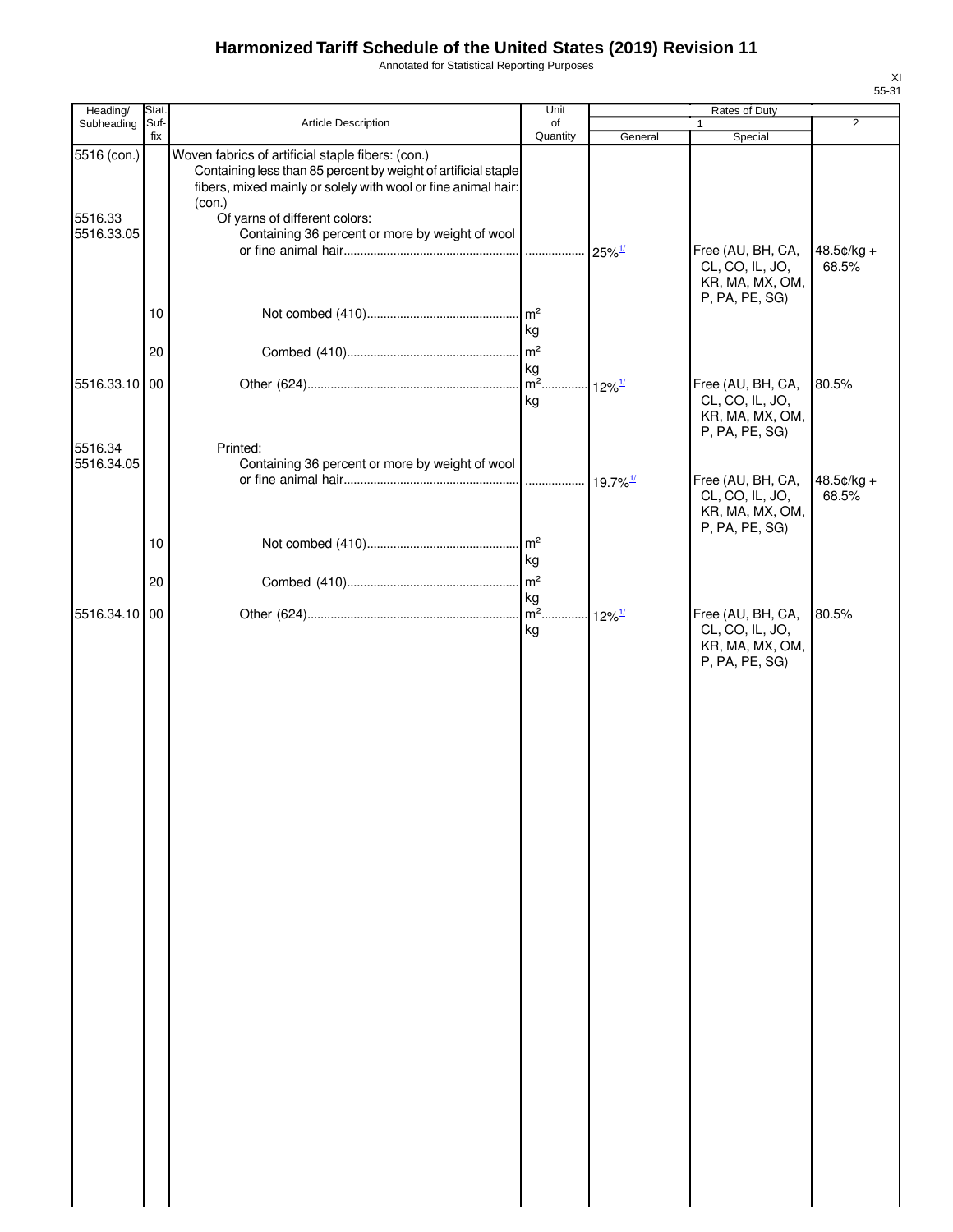# Harmonized Tariff Schedule of the United States (2019) Revision 11

Annotated for Statistical Reporting Purposes

XI
55-31

| Heading/ Subheading | Stat. Suf- fix | Article Description | Unit of Quantity | Rates of Duty 1 General | Rates of Duty 1 Special | Rates of Duty 2 |
|---|---|---|---|---|---|---|
| 5516 (con.) | | Woven fabrics of artificial staple fibers: (con.) | | | | |
| | | Containing less than 85 percent by weight of artificial staple fibers, mixed mainly or solely with wool or fine animal hair: (con.) | | | | |
| 5516.33 | | Of yarns of different colors: | | | | |
| 5516.33.05 | | Containing 36 percent or more by weight of wool or fine animal hair | | 25%[1/] | Free (AU, BH, CA, CL, CO, IL, JO, KR, MA, MX, OM, P, PA, PE, SG) | 48.5¢/kg + 68.5% |
| | 10 | Not combed (410) | $m^2$ kg | | | |
| | 20 | Combed (410) | $m^2$ kg | | | |
| 5516.33.10 | 00 | Other (624) | $m^2$ kg | 12%[1/] | Free (AU, BH, CA, CL, CO, IL, JO, KR, MA, MX, OM, P, PA, PE, SG) | 80.5% |
| 5516.34 | | Printed: | | | | |
| 5516.34.05 | | Containing 36 percent or more by weight of wool or fine animal hair | | 19.7%[1/] | Free (AU, BH, CA, CL, CO, IL, JO, KR, MA, MX, OM, P, PA, PE, SG) | 48.5¢/kg + 68.5% |
| | 10 | Not combed (410) | $m^2$ kg | | | |
| | 20 | Combed (410) | $m^2$ kg | | | |
| 5516.34.10 | 00 | Other (624) | $m^2$ kg | 12%[1/] | Free (AU, BH, CA, CL, CO, IL, JO, KR, MA, MX, OM, P, PA, PE, SG) | 80.5% |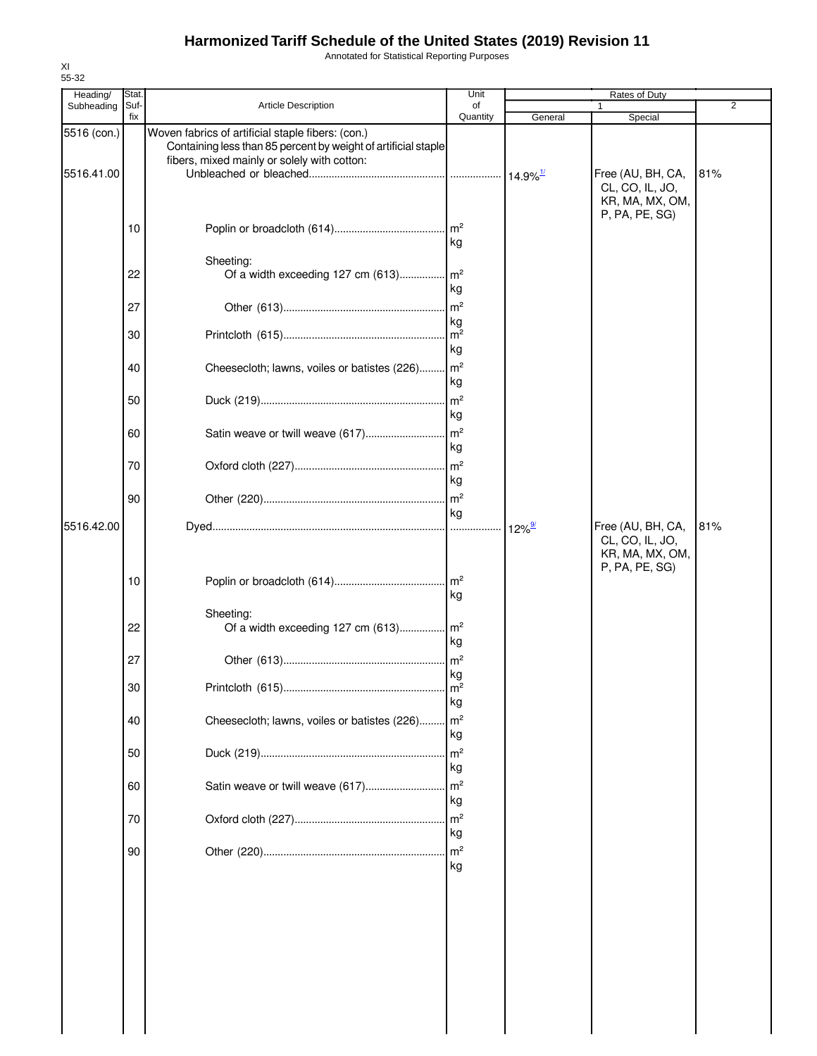# Harmonized Tariff Schedule of the United States (2019) Revision 11

Annotated for Statistical Reporting Purposes

XI
55-32

| Heading/ Subheading | Stat. Suf- fix | Article Description | Unit of Quantity | Rates of Duty 1 General | Special | 2 |
|---|---|---|---|---|---|---|
| 5516 (con.) | | Woven fabrics of artificial staple fibers: (con.) | | | | |
| | | Containing less than 85 percent by weight of artificial staple fibers, mixed mainly or solely with cotton: | | | | |
| 5516.41.00 | | Unbleached or bleached | | 14.9%[1/] | Free (AU, BH, CA, CL, CO, IL, JO, KR, MA, MX, OM, P, PA, PE, SG) | 81% |
| | 10 | Poplin or broadcloth (614) | m²<br>kg | | | |
| | | Sheeting: | | | | |
| | 22 | Of a width exceeding 127 cm (613) | m²<br>kg | | | |
| | 27 | Other (613) | m²<br>kg | | | |
| | 30 | Printcloth (615) | m²<br>kg | | | |
| | 40 | Cheesecloth; lawns, voiles or batistes (226) | m²<br>kg | | | |
| | 50 | Duck (219) | m²<br>kg | | | |
| | 60 | Satin weave or twill weave (617) | m²<br>kg | | | |
| | 70 | Oxford cloth (227) | m²<br>kg | | | |
| | 90 | Other (220) | m²<br>kg | | | |
| 5516.42.00 | | Dyed | | 12%[9/] | Free (AU, BH, CA, CL, CO, IL, JO, KR, MA, MX, OM, P, PA, PE, SG) | 81% |
| | 10 | Poplin or broadcloth (614) | m²<br>kg | | | |
| | | Sheeting: | | | | |
| | 22 | Of a width exceeding 127 cm (613) | m²<br>kg | | | |
| | 27 | Other (613) | m²<br>kg | | | |
| | 30 | Printcloth (615) | m²<br>kg | | | |
| | 40 | Cheesecloth; lawns, voiles or batistes (226) | m²<br>kg | | | |
| | 50 | Duck (219) | m²<br>kg | | | |
| | 60 | Satin weave or twill weave (617) | m²<br>kg | | | |
| | 70 | Oxford cloth (227) | m²<br>kg | | | |
| | 90 | Other (220) | m²<br>kg | | | |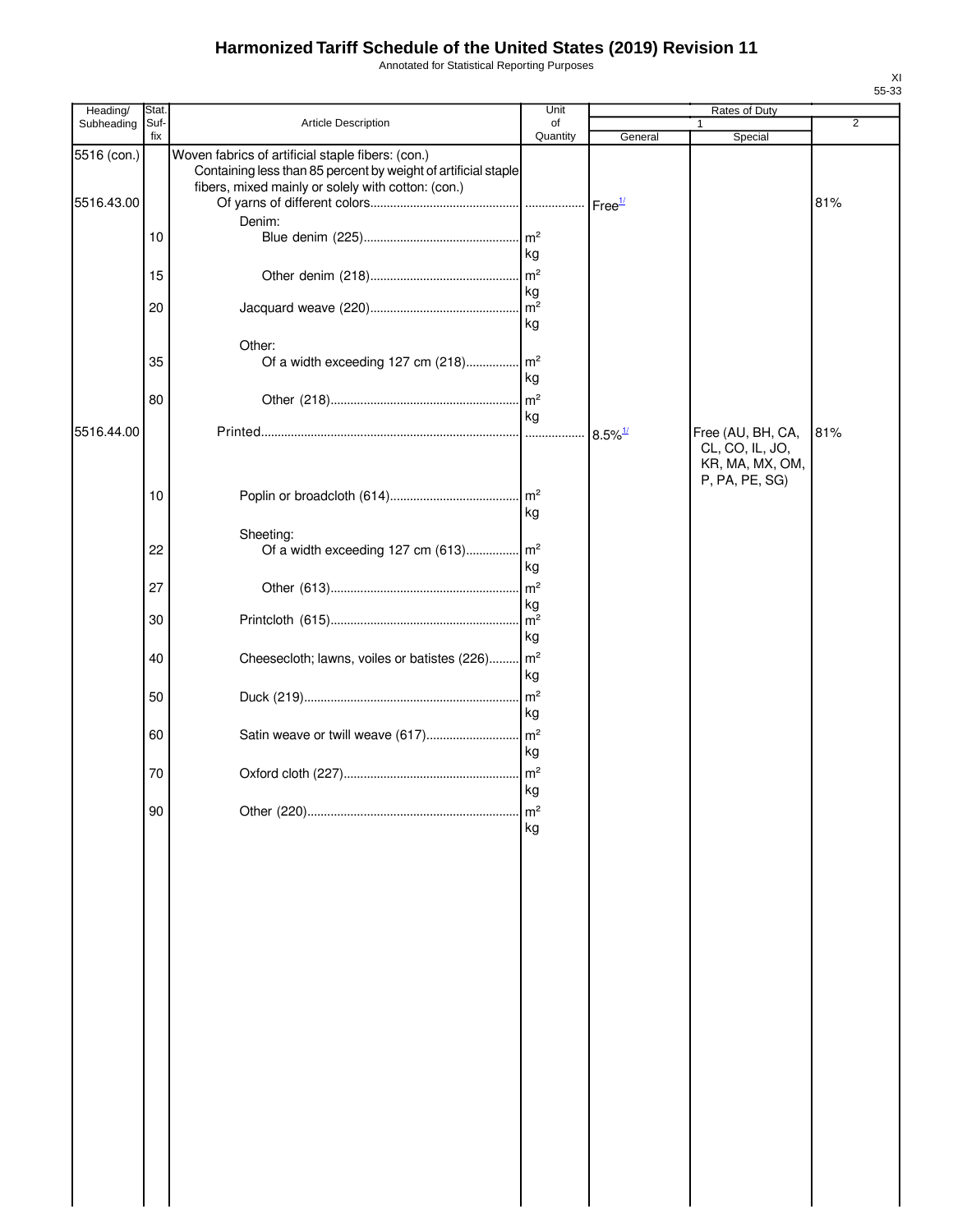# Harmonized Tariff Schedule of the United States (2019) Revision 11

Annotated for Statistical Reporting Purposes

XI
55-33

| Heading/ Subheading | Stat. Suf- fix | Article Description | Unit of Quantity | Rates of Duty 1 General | Rates of Duty 1 Special | Rates of Duty 2 |
|---|---|---|---|---|---|---|
| 5516 (con.) | | Woven fabrics of artificial staple fibers: (con.) | | | | |
| | | Containing less than 85 percent by weight of artificial staple fibers, mixed mainly or solely with cotton: (con.) | | | | |
| 5516.43.00 | | Of yarns of different colors | | Free[1/] | | 81% |
| | | Denim: | | | | |
| | 10 | Blue denim (225) | m² kg | | | |
| | 15 | Other denim (218) | m² kg | | | |
| | 20 | Jacquard weave (220) | m² kg | | | |
| | | Other: | | | | |
| | 35 | Of a width exceeding 127 cm (218) | m² kg | | | |
| | 80 | Other (218) | m² kg | | | |
| 5516.44.00 | | Printed | | 8.5%[1/] | Free (AU, BH, CA, CL, CO, IL, JO, KR, MA, MX, OM, P, PA, PE, SG) | 81% |
| | 10 | Poplin or broadcloth (614) | m² kg | | | |
| | | Sheeting: | | | | |
| | 22 | Of a width exceeding 127 cm (613) | m² kg | | | |
| | 27 | Other (613) | m² kg | | | |
| | 30 | Printcloth (615) | m² kg | | | |
| | 40 | Cheesecloth; lawns, voiles or batistes (226) | m² kg | | | |
| | 50 | Duck (219) | m² kg | | | |
| | 60 | Satin weave or twill weave (617) | m² kg | | | |
| | 70 | Oxford cloth (227) | m² kg | | | |
| | 90 | Other (220) | m² kg | | | |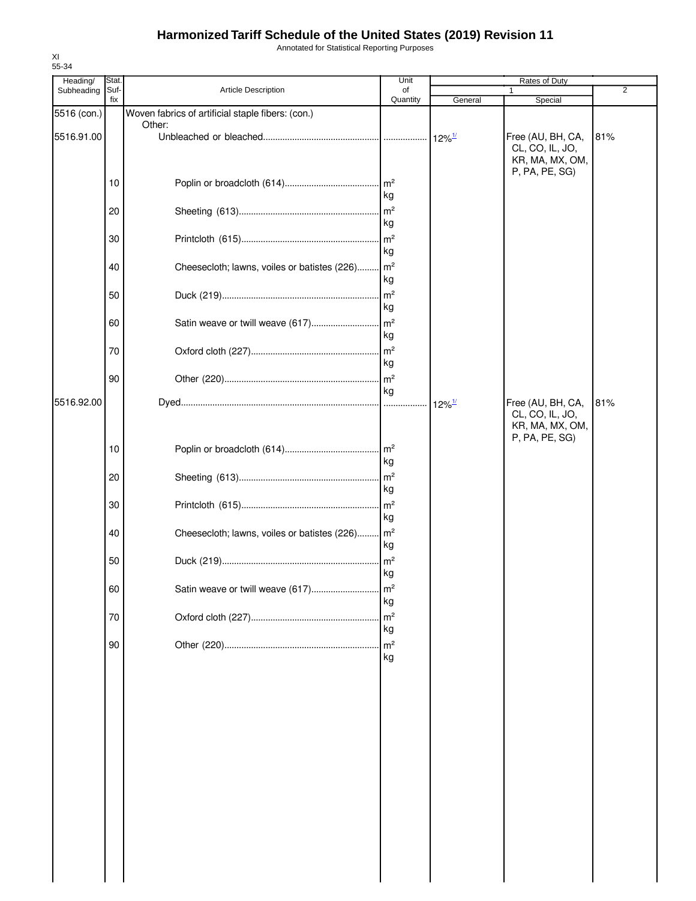# Harmonized Tariff Schedule of the United States (2019) Revision 11

Annotated for Statistical Reporting Purposes

XI
55-34

| Heading/ Subheading | Stat. Suf- fix | Article Description | Unit of Quantity | Rates of Duty 1 General | Rates of Duty 1 Special | Rates of Duty 2 |
|---|---|---|---|---|---|---|
| 5516 (con.) | | Woven fabrics of artificial staple fibers: (con.) | | | | |
| | | Other: | | | | |
| 5516.91.00 | | Unbleached or bleached | | 12%[1/] | Free (AU, BH, CA, CL, CO, IL, JO, KR, MA, MX, OM, P, PA, PE, SG) | 81% |
| | 10 | Poplin or broadcloth (614) | m²<br>kg | | | |
| | 20 | Sheeting (613) | m²<br>kg | | | |
| | 30 | Printcloth (615) | m²<br>kg | | | |
| | 40 | Cheesecloth; lawns, voiles or batistes (226) | m²<br>kg | | | |
| | 50 | Duck (219) | m²<br>kg | | | |
| | 60 | Satin weave or twill weave (617) | m²<br>kg | | | |
| | 70 | Oxford cloth (227) | m²<br>kg | | | |
| | 90 | Other (220) | m²<br>kg | | | |
| 5516.92.00 | | Dyed | | 12%[1/] | Free (AU, BH, CA, CL, CO, IL, JO, KR, MA, MX, OM, P, PA, PE, SG) | 81% |
| | 10 | Poplin or broadcloth (614) | m²<br>kg | | | |
| | 20 | Sheeting (613) | m²<br>kg | | | |
| | 30 | Printcloth (615) | m²<br>kg | | | |
| | 40 | Cheesecloth; lawns, voiles or batistes (226) | m²<br>kg | | | |
| | 50 | Duck (219) | m²<br>kg | | | |
| | 60 | Satin weave or twill weave (617) | m²<br>kg | | | |
| | 70 | Oxford cloth (227) | m²<br>kg | | | |
| | 90 | Other (220) | m²<br>kg | | | |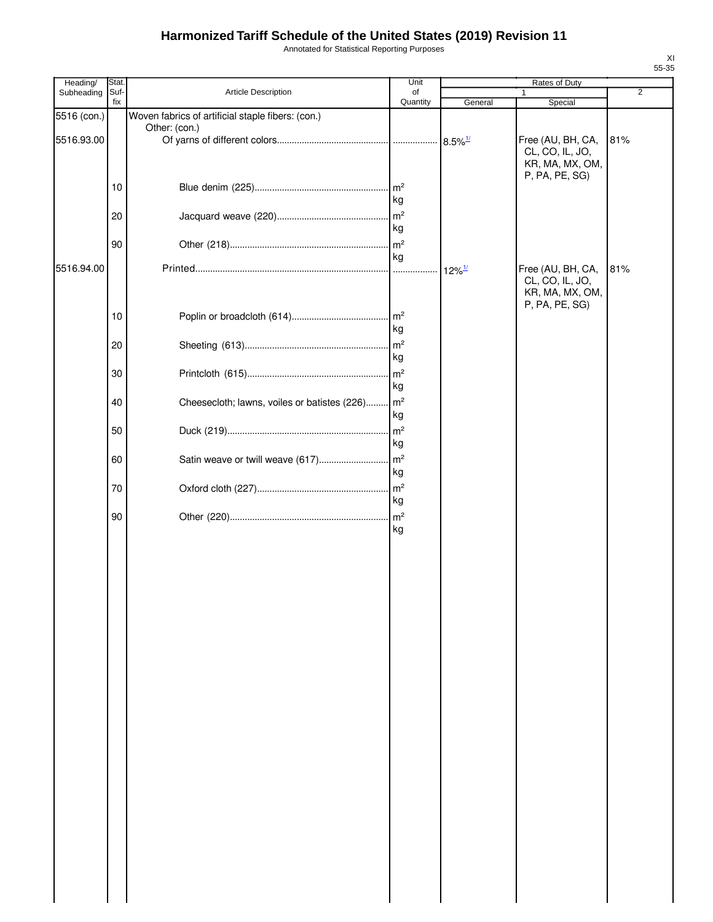# Harmonized Tariff Schedule of the United States (2019) Revision 11

Annotated for Statistical Reporting Purposes

XI
55-35

| Heading/ Subheading | Stat. Suf- fix | Article Description | Unit of Quantity | Rates of Duty 1 General | Special | 2 |
|---|---|---|---|---|---|---|
| 5516 (con.) | | Woven fabrics of artificial staple fibers: (con.) | | | | |
| | | Other: (con.) | | | | |
| 5516.93.00 | | Of yarns of different colors | | 8.5%[1/] | Free (AU, BH, CA, CL, CO, IL, JO, KR, MA, MX, OM, P, PA, PE, SG) | 81% |
| | 10 | Blue denim (225) | $m^2$ kg | | | |
| | 20 | Jacquard weave (220) | $m^2$ kg | | | |
| | 90 | Other (218) | $m^2$ kg | | | |
| 5516.94.00 | | Printed | | 12%[1/] | Free (AU, BH, CA, CL, CO, IL, JO, KR, MA, MX, OM, P, PA, PE, SG) | 81% |
| | 10 | Poplin or broadcloth (614) | $m^2$ kg | | | |
| | 20 | Sheeting (613) | $m^2$ kg | | | |
| | 30 | Printcloth (615) | $m^2$ kg | | | |
| | 40 | Cheesecloth; lawns, voiles or batistes (226) | $m^2$ kg | | | |
| | 50 | Duck (219) | $m^2$ kg | | | |
| | 60 | Satin weave or twill weave (617) | $m^2$ kg | | | |
| | 70 | Oxford cloth (227) | $m^2$ kg | | | |
| | 90 | Other (220) | $m^2$ kg | | | |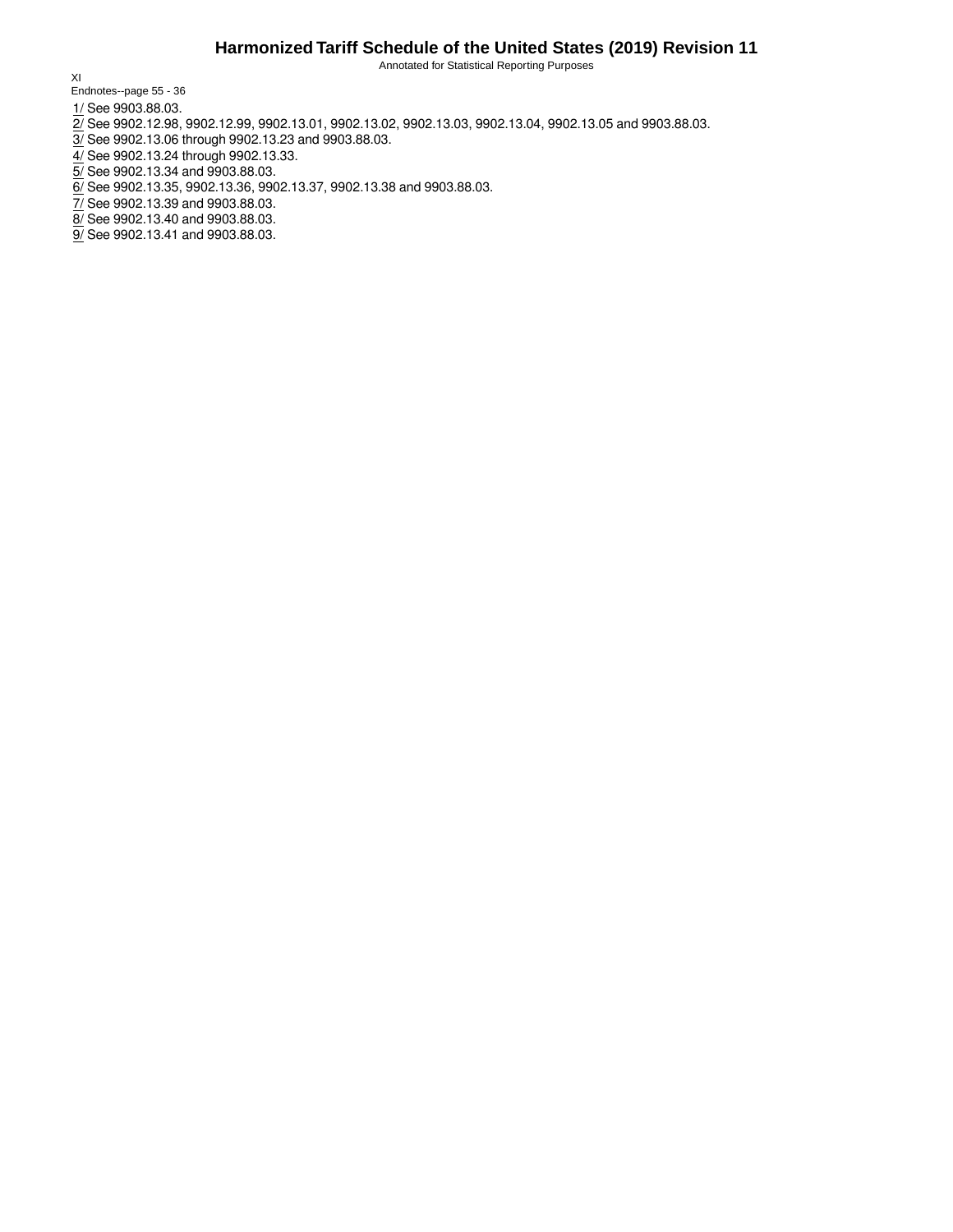1/ See 9903.88.03.

2/ See 9902.12.98, 9902.12.99, 9902.13.01, 9902.13.02, 9902.13.03, 9902.13.04, 9902.13.05 and 9903.88.03.

3/ See 9902.13.06 through 9902.13.23 and 9903.88.03.

4/ See 9902.13.24 through 9902.13.33.

5/ See 9902.13.34 and 9903.88.03.

6/ See 9902.13.35, 9902.13.36, 9902.13.37, 9902.13.38 and 9903.88.03.

7/ See 9902.13.39 and 9903.88.03.

8/ See 9902.13.40 and 9903.88.03.

9/ See 9902.13.41 and 9903.88.03.